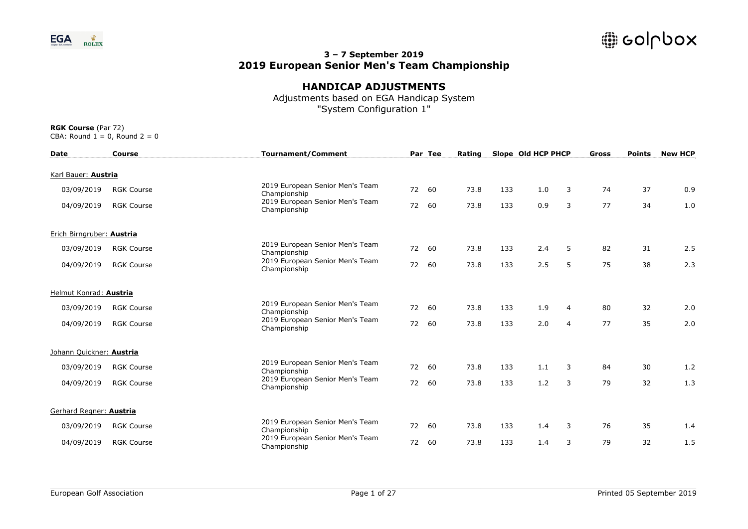### 3 – 7 September 2019
## 2019 European Senior Men's Team Championship

## HANDICAP ADJUSTMENTS

Adjustments based on EGA Handicap System
"System Configuration 1"

**RGK Course** (Par 72)
CBA: Round 1 = 0, Round 2 = 0

| Date | Course | Tournament/Comment | Par | Tee | Rating | Slope | Old HCP | PHCP | Gross | Points | New HCP |
|---|---|---|---|---|---|---|---|---|---|---|---|
| Karl Bauer: **Austria** | | | | | | | | | | | |
| 03/09/2019 | RGK Course | 2019 European Senior Men's Team Championship | 72 | 60 | 73.8 | 133 | 1.0 | 3 | 74 | 37 | 0.9 |
| 04/09/2019 | RGK Course | 2019 European Senior Men's Team Championship | 72 | 60 | 73.8 | 133 | 0.9 | 3 | 77 | 34 | 1.0 |
| Erich Birngruber: **Austria** | | | | | | | | | | | |
| 03/09/2019 | RGK Course | 2019 European Senior Men's Team Championship | 72 | 60 | 73.8 | 133 | 2.4 | 5 | 82 | 31 | 2.5 |
| 04/09/2019 | RGK Course | 2019 European Senior Men's Team Championship | 72 | 60 | 73.8 | 133 | 2.5 | 5 | 75 | 38 | 2.3 |
| Helmut Konrad: **Austria** | | | | | | | | | | | |
| 03/09/2019 | RGK Course | 2019 European Senior Men's Team Championship | 72 | 60 | 73.8 | 133 | 1.9 | 4 | 80 | 32 | 2.0 |
| 04/09/2019 | RGK Course | 2019 European Senior Men's Team Championship | 72 | 60 | 73.8 | 133 | 2.0 | 4 | 77 | 35 | 2.0 |
| Johann Quickner: **Austria** | | | | | | | | | | | |
| 03/09/2019 | RGK Course | 2019 European Senior Men's Team Championship | 72 | 60 | 73.8 | 133 | 1.1 | 3 | 84 | 30 | 1.2 |
| 04/09/2019 | RGK Course | 2019 European Senior Men's Team Championship | 72 | 60 | 73.8 | 133 | 1.2 | 3 | 79 | 32 | 1.3 |
| Gerhard Regner: **Austria** | | | | | | | | | | | |
| 03/09/2019 | RGK Course | 2019 European Senior Men's Team Championship | 72 | 60 | 73.8 | 133 | 1.4 | 3 | 76 | 35 | 1.4 |
| 04/09/2019 | RGK Course | 2019 European Senior Men's Team Championship | 72 | 60 | 73.8 | 133 | 1.4 | 3 | 79 | 32 | 1.5 |

European Golf Association

Printed 05 September 2019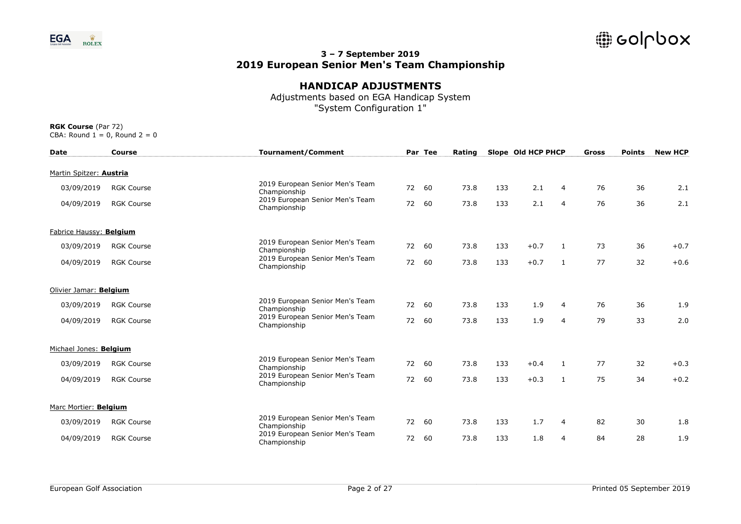## 3 – 7 September 2019
## 2019 European Senior Men's Team Championship

### HANDICAP ADJUSTMENTS

Adjustments based on EGA Handicap System
"System Configuration 1"

**RGK Course** (Par 72)
CBA: Round 1 = 0, Round 2 = 0

| Date | Course | Tournament/Comment | Par | Tee | Rating | Slope | Old HCP | PHCP | Gross | Points | New HCP |
|---|---|---|---|---|---|---|---|---|---|---|---|
| Martin Spitzer: **Austria** | | | | | | | | | | | |
| 03/09/2019 | RGK Course | 2019 European Senior Men's Team Championship | 72 | 60 | 73.8 | 133 | 2.1 | 4 | 76 | 36 | 2.1 |
| 04/09/2019 | RGK Course | 2019 European Senior Men's Team Championship | 72 | 60 | 73.8 | 133 | 2.1 | 4 | 76 | 36 | 2.1 |
| Fabrice Haussy: **Belgium** | | | | | | | | | | | |
| 03/09/2019 | RGK Course | 2019 European Senior Men's Team Championship | 72 | 60 | 73.8 | 133 | +0.7 | 1 | 73 | 36 | +0.7 |
| 04/09/2019 | RGK Course | 2019 European Senior Men's Team Championship | 72 | 60 | 73.8 | 133 | +0.7 | 1 | 77 | 32 | +0.6 |
| Olivier Jamar: **Belgium** | | | | | | | | | | | |
| 03/09/2019 | RGK Course | 2019 European Senior Men's Team Championship | 72 | 60 | 73.8 | 133 | 1.9 | 4 | 76 | 36 | 1.9 |
| 04/09/2019 | RGK Course | 2019 European Senior Men's Team Championship | 72 | 60 | 73.8 | 133 | 1.9 | 4 | 79 | 33 | 2.0 |
| Michael Jones: **Belgium** | | | | | | | | | | | |
| 03/09/2019 | RGK Course | 2019 European Senior Men's Team Championship | 72 | 60 | 73.8 | 133 | +0.4 | 1 | 77 | 32 | +0.3 |
| 04/09/2019 | RGK Course | 2019 European Senior Men's Team Championship | 72 | 60 | 73.8 | 133 | +0.3 | 1 | 75 | 34 | +0.2 |
| Marc Mortier: **Belgium** | | | | | | | | | | | |
| 03/09/2019 | RGK Course | 2019 European Senior Men's Team Championship | 72 | 60 | 73.8 | 133 | 1.7 | 4 | 82 | 30 | 1.8 |
| 04/09/2019 | RGK Course | 2019 European Senior Men's Team Championship | 72 | 60 | 73.8 | 133 | 1.8 | 4 | 84 | 28 | 1.9 |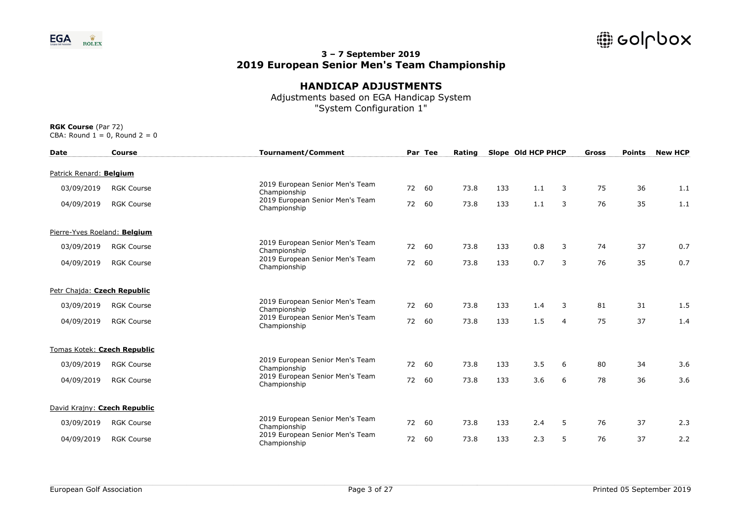## 3 – 7 September 2019
## 2019 European Senior Men's Team Championship

### HANDICAP ADJUSTMENTS

Adjustments based on EGA Handicap System
"System Configuration 1"

**RGK Course** (Par 72)
CBA: Round 1 = 0, Round 2 = 0

| Date | Course | Tournament/Comment | Par | Tee | Rating | Slope | Old HCP | PHCP | Gross | Points | New HCP |
|---|---|---|---|---|---|---|---|---|---|---|---|
| Patrick Renard: **Belgium** | | | | | | | | | | | |
| 03/09/2019 | RGK Course | 2019 European Senior Men's Team Championship | 72 | 60 | 73.8 | 133 | 1.1 | 3 | 75 | 36 | 1.1 |
| 04/09/2019 | RGK Course | 2019 European Senior Men's Team Championship | 72 | 60 | 73.8 | 133 | 1.1 | 3 | 76 | 35 | 1.1 |
| Pierre-Yves Roeland: **Belgium** | | | | | | | | | | | |
| 03/09/2019 | RGK Course | 2019 European Senior Men's Team Championship | 72 | 60 | 73.8 | 133 | 0.8 | 3 | 74 | 37 | 0.7 |
| 04/09/2019 | RGK Course | 2019 European Senior Men's Team Championship | 72 | 60 | 73.8 | 133 | 0.7 | 3 | 76 | 35 | 0.7 |
| Petr Chajda: **Czech Republic** | | | | | | | | | | | |
| 03/09/2019 | RGK Course | 2019 European Senior Men's Team Championship | 72 | 60 | 73.8 | 133 | 1.4 | 3 | 81 | 31 | 1.5 |
| 04/09/2019 | RGK Course | 2019 European Senior Men's Team Championship | 72 | 60 | 73.8 | 133 | 1.5 | 4 | 75 | 37 | 1.4 |
| Tomas Kotek: **Czech Republic** | | | | | | | | | | | |
| 03/09/2019 | RGK Course | 2019 European Senior Men's Team Championship | 72 | 60 | 73.8 | 133 | 3.5 | 6 | 80 | 34 | 3.6 |
| 04/09/2019 | RGK Course | 2019 European Senior Men's Team Championship | 72 | 60 | 73.8 | 133 | 3.6 | 6 | 78 | 36 | 3.6 |
| David Krajny: **Czech Republic** | | | | | | | | | | | |
| 03/09/2019 | RGK Course | 2019 European Senior Men's Team Championship | 72 | 60 | 73.8 | 133 | 2.4 | 5 | 76 | 37 | 2.3 |
| 04/09/2019 | RGK Course | 2019 European Senior Men's Team Championship | 72 | 60 | 73.8 | 133 | 2.3 | 5 | 76 | 37 | 2.2 |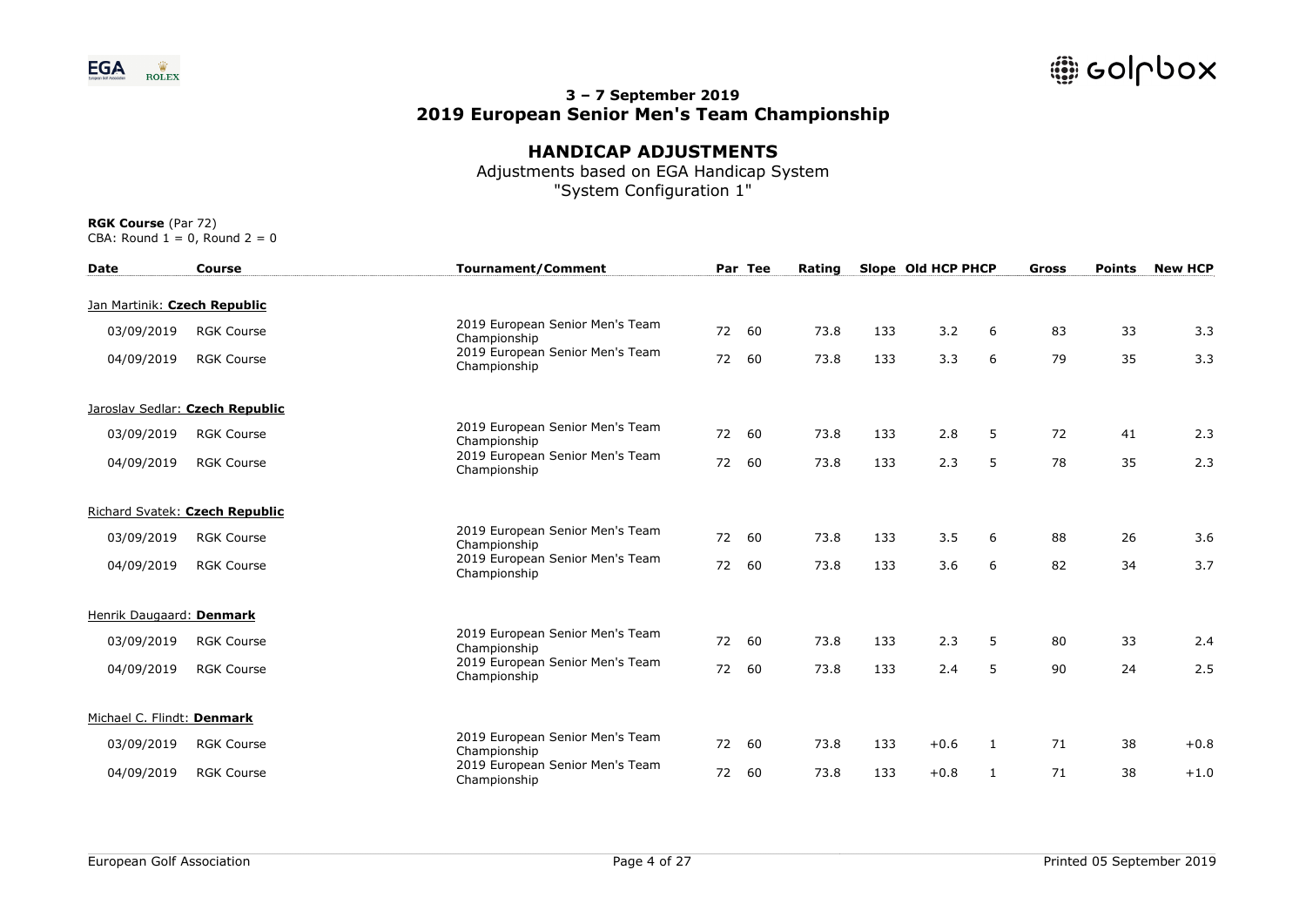**3 – 7 September 2019**
**2019 European Senior Men's Team Championship**

## HANDICAP ADJUSTMENTS

Adjustments based on EGA Handicap System
"System Configuration 1"

**RGK Course** (Par 72)
CBA: Round 1 = 0, Round 2 = 0

| Date | Course | Tournament/Comment | Par | Tee | Rating | Slope | Old HCP | PHCP | Gross | Points | New HCP |
|---|---|---|---|---|---|---|---|---|---|---|---|
| Jan Martinik: **Czech Republic** | | | | | | | | | | | |
| 03/09/2019 | RGK Course | 2019 European Senior Men's Team Championship | 72 | 60 | 73.8 | 133 | 3.2 | 6 | 83 | 33 | 3.3 |
| 04/09/2019 | RGK Course | 2019 European Senior Men's Team Championship | 72 | 60 | 73.8 | 133 | 3.3 | 6 | 79 | 35 | 3.3 |
| Jaroslav Sedlar: **Czech Republic** | | | | | | | | | | | |
| 03/09/2019 | RGK Course | 2019 European Senior Men's Team Championship | 72 | 60 | 73.8 | 133 | 2.8 | 5 | 72 | 41 | 2.3 |
| 04/09/2019 | RGK Course | 2019 European Senior Men's Team Championship | 72 | 60 | 73.8 | 133 | 2.3 | 5 | 78 | 35 | 2.3 |
| Richard Svatek: **Czech Republic** | | | | | | | | | | | |
| 03/09/2019 | RGK Course | 2019 European Senior Men's Team Championship | 72 | 60 | 73.8 | 133 | 3.5 | 6 | 88 | 26 | 3.6 |
| 04/09/2019 | RGK Course | 2019 European Senior Men's Team Championship | 72 | 60 | 73.8 | 133 | 3.6 | 6 | 82 | 34 | 3.7 |
| Henrik Daugaard: **Denmark** | | | | | | | | | | | |
| 03/09/2019 | RGK Course | 2019 European Senior Men's Team Championship | 72 | 60 | 73.8 | 133 | 2.3 | 5 | 80 | 33 | 2.4 |
| 04/09/2019 | RGK Course | 2019 European Senior Men's Team Championship | 72 | 60 | 73.8 | 133 | 2.4 | 5 | 90 | 24 | 2.5 |
| Michael C. Flindt: **Denmark** | | | | | | | | | | | |
| 03/09/2019 | RGK Course | 2019 European Senior Men's Team Championship | 72 | 60 | 73.8 | 133 | +0.6 | 1 | 71 | 38 | +0.8 |
| 04/09/2019 | RGK Course | 2019 European Senior Men's Team Championship | 72 | 60 | 73.8 | 133 | +0.8 | 1 | 71 | 38 | +1.0 |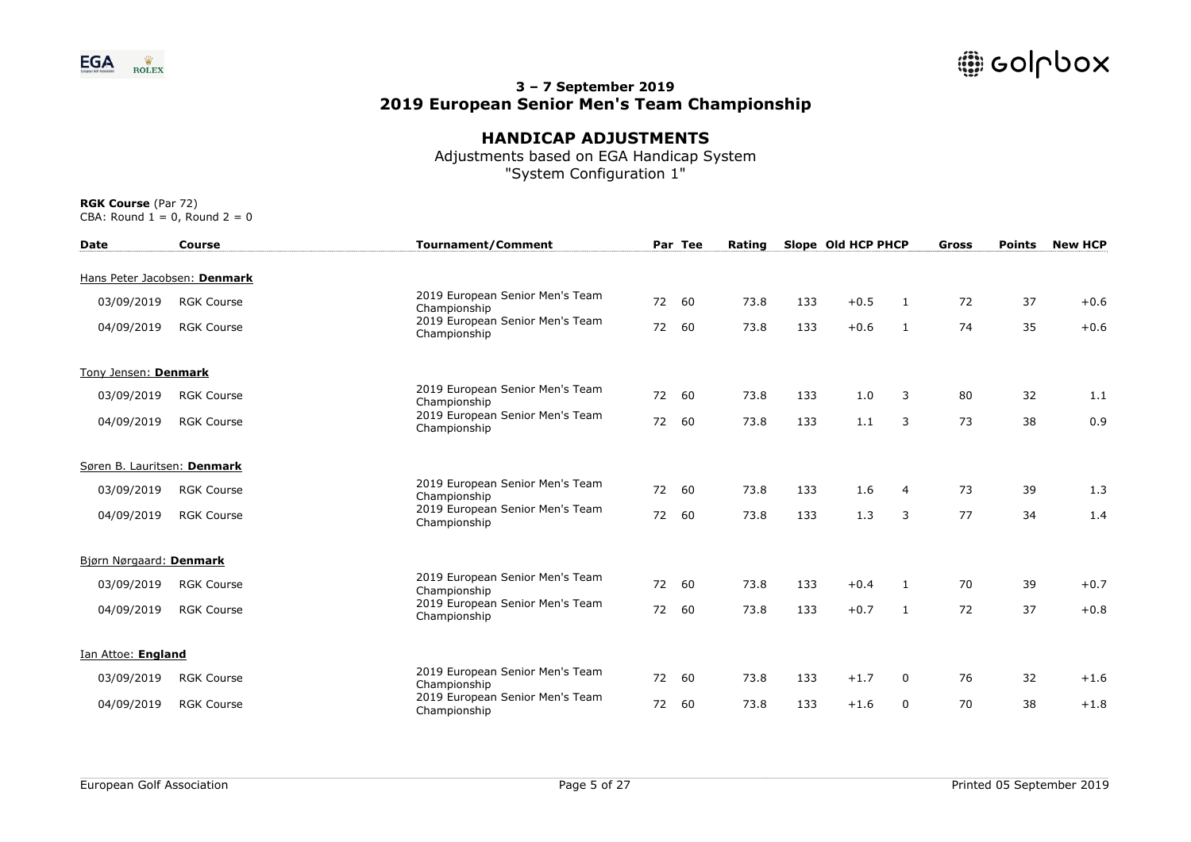## 3 – 7 September 2019
## 2019 European Senior Men's Team Championship

### HANDICAP ADJUSTMENTS

Adjustments based on EGA Handicap System
"System Configuration 1"

**RGK Course** (Par 72)
CBA: Round 1 = 0, Round 2 = 0

| Date | Course | Tournament/Comment | Par | Tee | Rating | Slope | Old HCP | PHCP | Gross | Points | New HCP |
|---|---|---|---|---|---|---|---|---|---|---|---|
| Hans Peter Jacobsen: **Denmark** | | | | | | | | | | | |
| 03/09/2019 | RGK Course | 2019 European Senior Men's Team Championship | 72 | 60 | 73.8 | 133 | +0.5 | 1 | 72 | 37 | +0.6 |
| 04/09/2019 | RGK Course | 2019 European Senior Men's Team Championship | 72 | 60 | 73.8 | 133 | +0.6 | 1 | 74 | 35 | +0.6 |
| Tony Jensen: **Denmark** | | | | | | | | | | | |
| 03/09/2019 | RGK Course | 2019 European Senior Men's Team Championship | 72 | 60 | 73.8 | 133 | 1.0 | 3 | 80 | 32 | 1.1 |
| 04/09/2019 | RGK Course | 2019 European Senior Men's Team Championship | 72 | 60 | 73.8 | 133 | 1.1 | 3 | 73 | 38 | 0.9 |
| Søren B. Lauritsen: **Denmark** | | | | | | | | | | | |
| 03/09/2019 | RGK Course | 2019 European Senior Men's Team Championship | 72 | 60 | 73.8 | 133 | 1.6 | 4 | 73 | 39 | 1.3 |
| 04/09/2019 | RGK Course | 2019 European Senior Men's Team Championship | 72 | 60 | 73.8 | 133 | 1.3 | 3 | 77 | 34 | 1.4 |
| Bjørn Nørgaard: **Denmark** | | | | | | | | | | | |
| 03/09/2019 | RGK Course | 2019 European Senior Men's Team Championship | 72 | 60 | 73.8 | 133 | +0.4 | 1 | 70 | 39 | +0.7 |
| 04/09/2019 | RGK Course | 2019 European Senior Men's Team Championship | 72 | 60 | 73.8 | 133 | +0.7 | 1 | 72 | 37 | +0.8 |
| Ian Attoe: **England** | | | | | | | | | | | |
| 03/09/2019 | RGK Course | 2019 European Senior Men's Team Championship | 72 | 60 | 73.8 | 133 | +1.7 | 0 | 76 | 32 | +1.6 |
| 04/09/2019 | RGK Course | 2019 European Senior Men's Team Championship | 72 | 60 | 73.8 | 133 | +1.6 | 0 | 70 | 38 | +1.8 |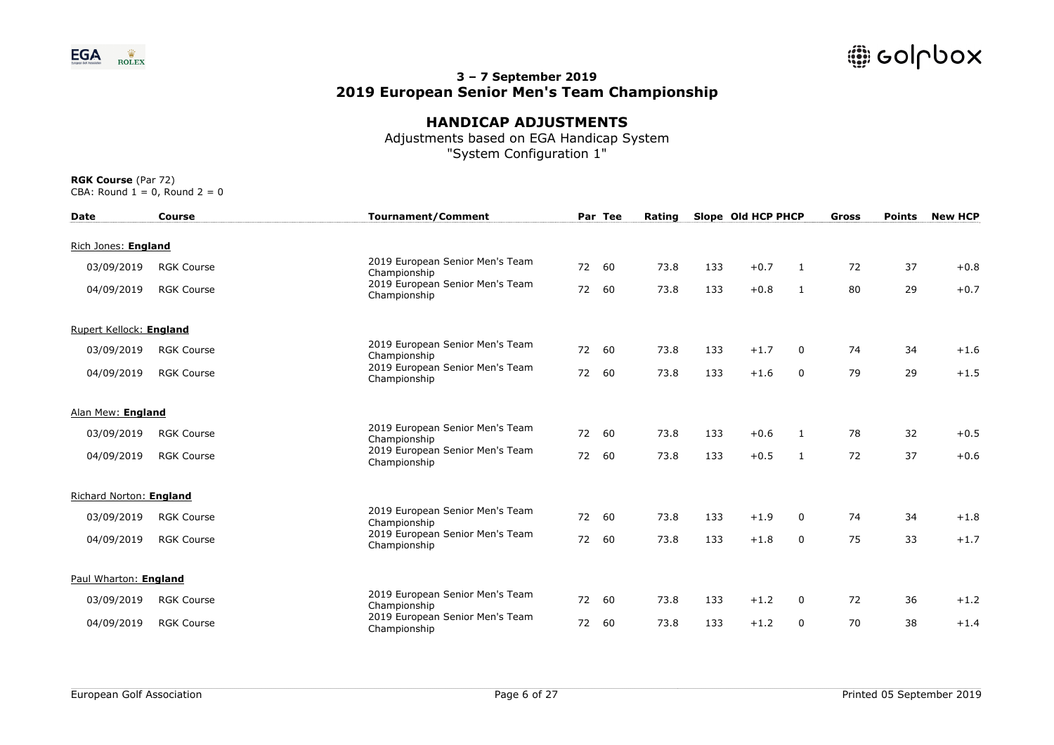## 3 – 7 September 2019
## 2019 European Senior Men's Team Championship

### HANDICAP ADJUSTMENTS

Adjustments based on EGA Handicap System
"System Configuration 1"

**RGK Course** (Par 72)
CBA: Round 1 = 0, Round 2 = 0

| Date | Course | Tournament/Comment | Par | Tee | Rating | Slope | Old HCP | PHCP | Gross | Points | New HCP |
|---|---|---|---|---|---|---|---|---|---|---|---|
| Rich Jones: **England** | | | | | | | | | | | |
| 03/09/2019 | RGK Course | 2019 European Senior Men's Team Championship | 72 | 60 | 73.8 | 133 | +0.7 | 1 | 72 | 37 | +0.8 |
| 04/09/2019 | RGK Course | 2019 European Senior Men's Team Championship | 72 | 60 | 73.8 | 133 | +0.8 | 1 | 80 | 29 | +0.7 |
| Rupert Kellock: **England** | | | | | | | | | | | |
| 03/09/2019 | RGK Course | 2019 European Senior Men's Team Championship | 72 | 60 | 73.8 | 133 | +1.7 | 0 | 74 | 34 | +1.6 |
| 04/09/2019 | RGK Course | 2019 European Senior Men's Team Championship | 72 | 60 | 73.8 | 133 | +1.6 | 0 | 79 | 29 | +1.5 |
| Alan Mew: **England** | | | | | | | | | | | |
| 03/09/2019 | RGK Course | 2019 European Senior Men's Team Championship | 72 | 60 | 73.8 | 133 | +0.6 | 1 | 78 | 32 | +0.5 |
| 04/09/2019 | RGK Course | 2019 European Senior Men's Team Championship | 72 | 60 | 73.8 | 133 | +0.5 | 1 | 72 | 37 | +0.6 |
| Richard Norton: **England** | | | | | | | | | | | |
| 03/09/2019 | RGK Course | 2019 European Senior Men's Team Championship | 72 | 60 | 73.8 | 133 | +1.9 | 0 | 74 | 34 | +1.8 |
| 04/09/2019 | RGK Course | 2019 European Senior Men's Team Championship | 72 | 60 | 73.8 | 133 | +1.8 | 0 | 75 | 33 | +1.7 |
| Paul Wharton: **England** | | | | | | | | | | | |
| 03/09/2019 | RGK Course | 2019 European Senior Men's Team Championship | 72 | 60 | 73.8 | 133 | +1.2 | 0 | 72 | 36 | +1.2 |
| 04/09/2019 | RGK Course | 2019 European Senior Men's Team Championship | 72 | 60 | 73.8 | 133 | +1.2 | 0 | 70 | 38 | +1.4 |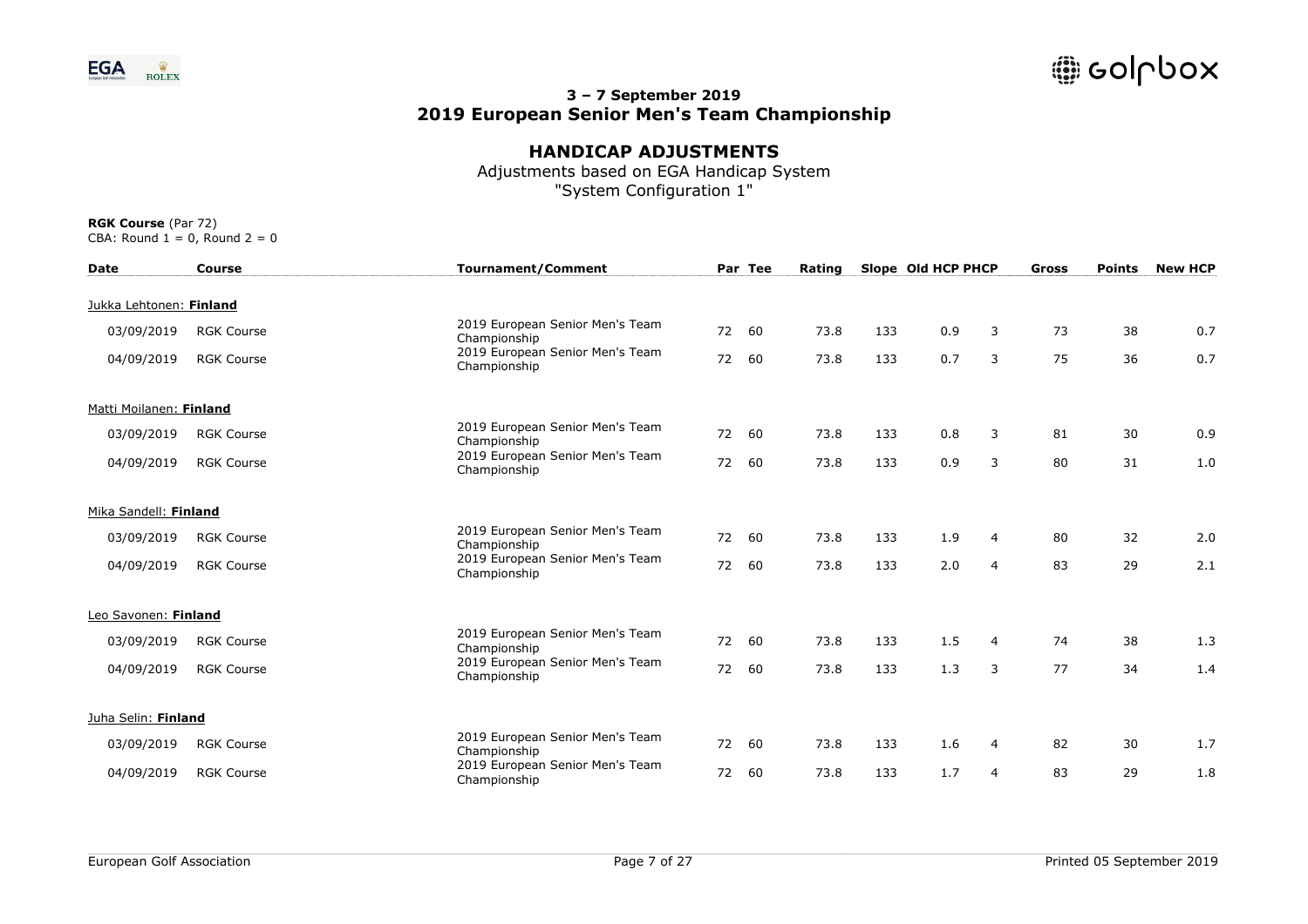## 3 – 7 September 2019
## 2019 European Senior Men's Team Championship

### HANDICAP ADJUSTMENTS

Adjustments based on EGA Handicap System
"System Configuration 1"

**RGK Course** (Par 72)
CBA: Round 1 = 0, Round 2 = 0

| Date | Course | Tournament/Comment | Par | Tee | Rating | Slope | Old HCP | PHCP | Gross | Points | New HCP |
|---|---|---|---|---|---|---|---|---|---|---|---|
| Jukka Lehtonen: **Finland** | | | | | | | | | | | |
| 03/09/2019 | RGK Course | 2019 European Senior Men's Team Championship | 72 | 60 | 73.8 | 133 | 0.9 | 3 | 73 | 38 | 0.7 |
| 04/09/2019 | RGK Course | 2019 European Senior Men's Team Championship | 72 | 60 | 73.8 | 133 | 0.7 | 3 | 75 | 36 | 0.7 |
| Matti Moilanen: **Finland** | | | | | | | | | | | |
| 03/09/2019 | RGK Course | 2019 European Senior Men's Team Championship | 72 | 60 | 73.8 | 133 | 0.8 | 3 | 81 | 30 | 0.9 |
| 04/09/2019 | RGK Course | 2019 European Senior Men's Team Championship | 72 | 60 | 73.8 | 133 | 0.9 | 3 | 80 | 31 | 1.0 |
| Mika Sandell: **Finland** | | | | | | | | | | | |
| 03/09/2019 | RGK Course | 2019 European Senior Men's Team Championship | 72 | 60 | 73.8 | 133 | 1.9 | 4 | 80 | 32 | 2.0 |
| 04/09/2019 | RGK Course | 2019 European Senior Men's Team Championship | 72 | 60 | 73.8 | 133 | 2.0 | 4 | 83 | 29 | 2.1 |
| Leo Savonen: **Finland** | | | | | | | | | | | |
| 03/09/2019 | RGK Course | 2019 European Senior Men's Team Championship | 72 | 60 | 73.8 | 133 | 1.5 | 4 | 74 | 38 | 1.3 |
| 04/09/2019 | RGK Course | 2019 European Senior Men's Team Championship | 72 | 60 | 73.8 | 133 | 1.3 | 3 | 77 | 34 | 1.4 |
| Juha Selin: **Finland** | | | | | | | | | | | |
| 03/09/2019 | RGK Course | 2019 European Senior Men's Team Championship | 72 | 60 | 73.8 | 133 | 1.6 | 4 | 82 | 30 | 1.7 |
| 04/09/2019 | RGK Course | 2019 European Senior Men's Team Championship | 72 | 60 | 73.8 | 133 | 1.7 | 4 | 83 | 29 | 1.8 |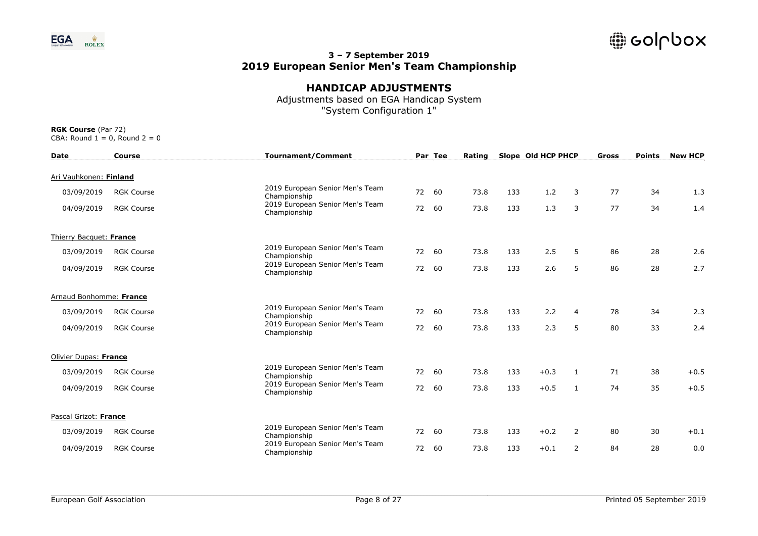## 3 – 7 September 2019
## 2019 European Senior Men's Team Championship

### HANDICAP ADJUSTMENTS

Adjustments based on EGA Handicap System
"System Configuration 1"

**RGK Course** (Par 72)
CBA: Round 1 = 0, Round 2 = 0

| Date | Course | Tournament/Comment | Par | Tee | Rating | Slope | Old HCP | PHCP | Gross | Points | New HCP |
|---|---|---|---|---|---|---|---|---|---|---|---|
| Ari Vauhkonen: **Finland** | | | | | | | | | | | |
| 03/09/2019 | RGK Course | 2019 European Senior Men's Team Championship | 72 | 60 | 73.8 | 133 | 1.2 | 3 | 77 | 34 | 1.3 |
| 04/09/2019 | RGK Course | 2019 European Senior Men's Team Championship | 72 | 60 | 73.8 | 133 | 1.3 | 3 | 77 | 34 | 1.4 |
| Thierry Bacquet: **France** | | | | | | | | | | | |
| 03/09/2019 | RGK Course | 2019 European Senior Men's Team Championship | 72 | 60 | 73.8 | 133 | 2.5 | 5 | 86 | 28 | 2.6 |
| 04/09/2019 | RGK Course | 2019 European Senior Men's Team Championship | 72 | 60 | 73.8 | 133 | 2.6 | 5 | 86 | 28 | 2.7 |
| Arnaud Bonhomme: **France** | | | | | | | | | | | |
| 03/09/2019 | RGK Course | 2019 European Senior Men's Team Championship | 72 | 60 | 73.8 | 133 | 2.2 | 4 | 78 | 34 | 2.3 |
| 04/09/2019 | RGK Course | 2019 European Senior Men's Team Championship | 72 | 60 | 73.8 | 133 | 2.3 | 5 | 80 | 33 | 2.4 |
| Olivier Dupas: **France** | | | | | | | | | | | |
| 03/09/2019 | RGK Course | 2019 European Senior Men's Team Championship | 72 | 60 | 73.8 | 133 | +0.3 | 1 | 71 | 38 | +0.5 |
| 04/09/2019 | RGK Course | 2019 European Senior Men's Team Championship | 72 | 60 | 73.8 | 133 | +0.5 | 1 | 74 | 35 | +0.5 |
| Pascal Grizot: **France** | | | | | | | | | | | |
| 03/09/2019 | RGK Course | 2019 European Senior Men's Team Championship | 72 | 60 | 73.8 | 133 | +0.2 | 2 | 80 | 30 | +0.1 |
| 04/09/2019 | RGK Course | 2019 European Senior Men's Team Championship | 72 | 60 | 73.8 | 133 | +0.1 | 2 | 84 | 28 | 0.0 |

European Golf Association

Printed 05 September 2019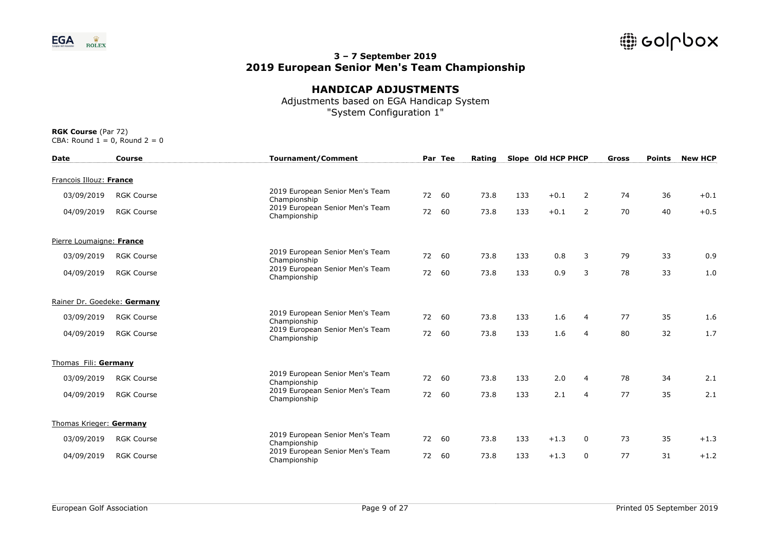**3 – 7 September 2019**
**2019 European Senior Men's Team Championship**

## HANDICAP ADJUSTMENTS

Adjustments based on EGA Handicap System
"System Configuration 1"

**RGK Course** (Par 72)
CBA: Round 1 = 0, Round 2 = 0

| Date | Course | Tournament/Comment | Par | Tee | Rating | Slope | Old HCP | PHCP | Gross | Points | New HCP |
|---|---|---|---|---|---|---|---|---|---|---|---|
| Francois Illouz: **France** | | | | | | | | | | | |
| 03/09/2019 | RGK Course | 2019 European Senior Men's Team Championship | 72 | 60 | 73.8 | 133 | +0.1 | 2 | 74 | 36 | +0.1 |
| 04/09/2019 | RGK Course | 2019 European Senior Men's Team Championship | 72 | 60 | 73.8 | 133 | +0.1 | 2 | 70 | 40 | +0.5 |
| Pierre Loumaigne: **France** | | | | | | | | | | | |
| 03/09/2019 | RGK Course | 2019 European Senior Men's Team Championship | 72 | 60 | 73.8 | 133 | 0.8 | 3 | 79 | 33 | 0.9 |
| 04/09/2019 | RGK Course | 2019 European Senior Men's Team Championship | 72 | 60 | 73.8 | 133 | 0.9 | 3 | 78 | 33 | 1.0 |
| Rainer Dr. Goedeke: **Germany** | | | | | | | | | | | |
| 03/09/2019 | RGK Course | 2019 European Senior Men's Team Championship | 72 | 60 | 73.8 | 133 | 1.6 | 4 | 77 | 35 | 1.6 |
| 04/09/2019 | RGK Course | 2019 European Senior Men's Team Championship | 72 | 60 | 73.8 | 133 | 1.6 | 4 | 80 | 32 | 1.7 |
| Thomas Fili: **Germany** | | | | | | | | | | | |
| 03/09/2019 | RGK Course | 2019 European Senior Men's Team Championship | 72 | 60 | 73.8 | 133 | 2.0 | 4 | 78 | 34 | 2.1 |
| 04/09/2019 | RGK Course | 2019 European Senior Men's Team Championship | 72 | 60 | 73.8 | 133 | 2.1 | 4 | 77 | 35 | 2.1 |
| Thomas Krieger: **Germany** | | | | | | | | | | | |
| 03/09/2019 | RGK Course | 2019 European Senior Men's Team Championship | 72 | 60 | 73.8 | 133 | +1.3 | 0 | 73 | 35 | +1.3 |
| 04/09/2019 | RGK Course | 2019 European Senior Men's Team Championship | 72 | 60 | 73.8 | 133 | +1.3 | 0 | 77 | 31 | +1.2 |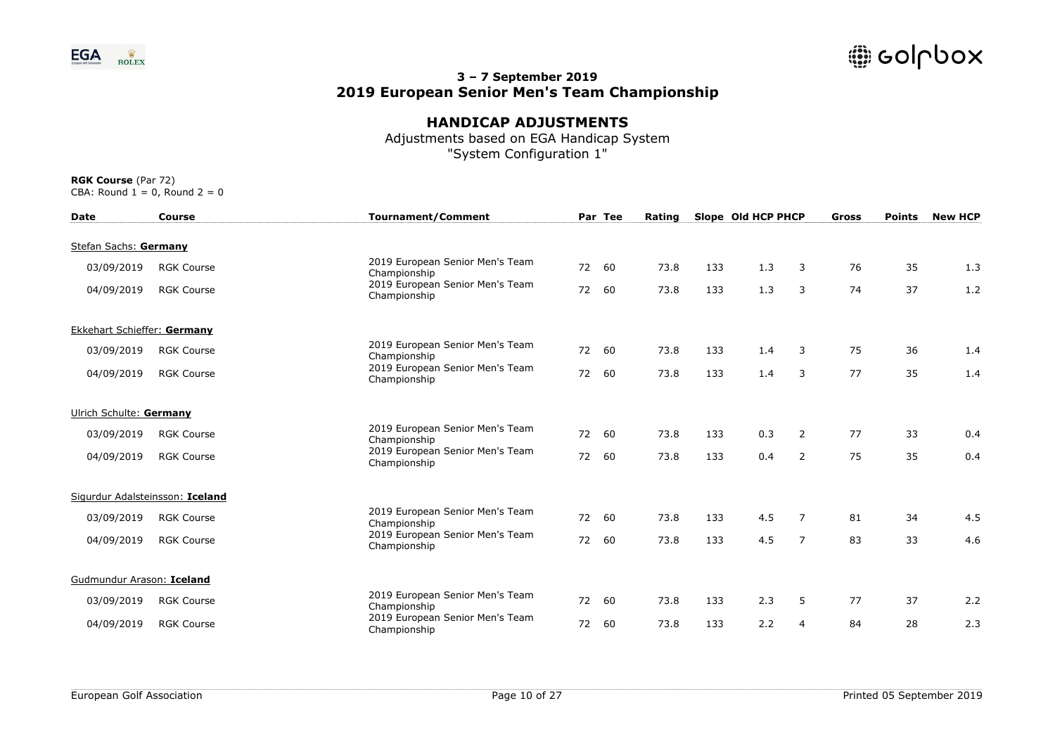## 3 – 7 September 2019
# 2019 European Senior Men's Team Championship

## HANDICAP ADJUSTMENTS

Adjustments based on EGA Handicap System
"System Configuration 1"

**RGK Course** (Par 72)
CBA: Round 1 = 0, Round 2 = 0

| Date | Course | Tournament/Comment | Par | Tee | Rating | Slope | Old HCP | PHCP | Gross | Points | New HCP |
|---|---|---|---|---|---|---|---|---|---|---|---|
| Stefan Sachs: **Germany** | | | | | | | | | | | |
| 03/09/2019 | RGK Course | 2019 European Senior Men's Team Championship | 72 | 60 | 73.8 | 133 | 1.3 | 3 | 76 | 35 | 1.3 |
| 04/09/2019 | RGK Course | 2019 European Senior Men's Team Championship | 72 | 60 | 73.8 | 133 | 1.3 | 3 | 74 | 37 | 1.2 |
| Ekkehart Schieffer: **Germany** | | | | | | | | | | | |
| 03/09/2019 | RGK Course | 2019 European Senior Men's Team Championship | 72 | 60 | 73.8 | 133 | 1.4 | 3 | 75 | 36 | 1.4 |
| 04/09/2019 | RGK Course | 2019 European Senior Men's Team Championship | 72 | 60 | 73.8 | 133 | 1.4 | 3 | 77 | 35 | 1.4 |
| Ulrich Schulte: **Germany** | | | | | | | | | | | |
| 03/09/2019 | RGK Course | 2019 European Senior Men's Team Championship | 72 | 60 | 73.8 | 133 | 0.3 | 2 | 77 | 33 | 0.4 |
| 04/09/2019 | RGK Course | 2019 European Senior Men's Team Championship | 72 | 60 | 73.8 | 133 | 0.4 | 2 | 75 | 35 | 0.4 |
| Sigurdur Adalsteinsson: **Iceland** | | | | | | | | | | | |
| 03/09/2019 | RGK Course | 2019 European Senior Men's Team Championship | 72 | 60 | 73.8 | 133 | 4.5 | 7 | 81 | 34 | 4.5 |
| 04/09/2019 | RGK Course | 2019 European Senior Men's Team Championship | 72 | 60 | 73.8 | 133 | 4.5 | 7 | 83 | 33 | 4.6 |
| Gudmundur Arason: **Iceland** | | | | | | | | | | | |
| 03/09/2019 | RGK Course | 2019 European Senior Men's Team Championship | 72 | 60 | 73.8 | 133 | 2.3 | 5 | 77 | 37 | 2.2 |
| 04/09/2019 | RGK Course | 2019 European Senior Men's Team Championship | 72 | 60 | 73.8 | 133 | 2.2 | 4 | 84 | 28 | 2.3 |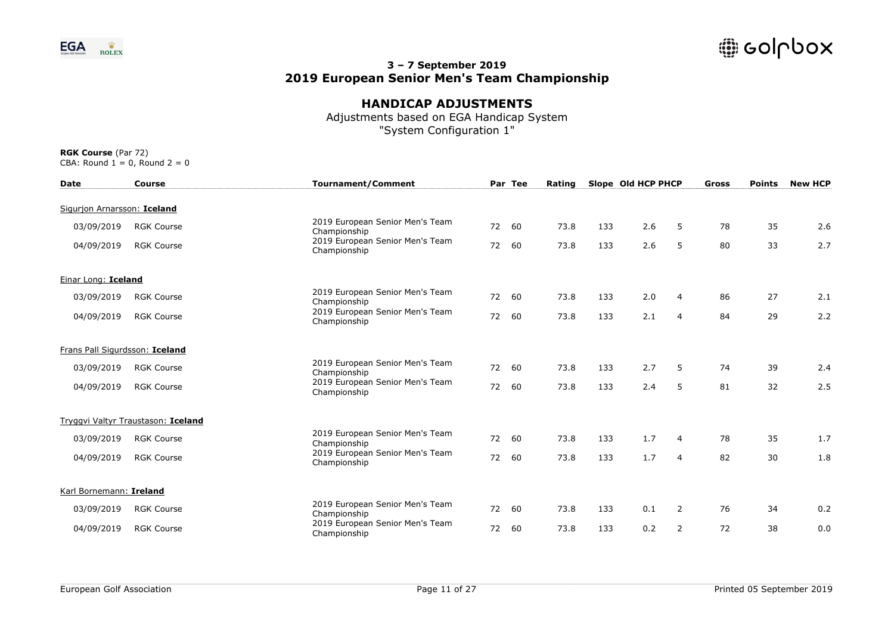## 3 – 7 September 2019
## 2019 European Senior Men's Team Championship

### HANDICAP ADJUSTMENTS

Adjustments based on EGA Handicap System
"System Configuration 1"

**RGK Course** (Par 72)
CBA: Round 1 = 0, Round 2 = 0

| Date | Course | Tournament/Comment | Par | Tee | Rating | Slope | Old HCP | PHCP | Gross | Points | New HCP |
|---|---|---|---|---|---|---|---|---|---|---|---|
| Sigurjon Arnarsson: **Iceland** | | | | | | | | | | | |
| 03/09/2019 | RGK Course | 2019 European Senior Men's Team Championship | 72 | 60 | 73.8 | 133 | 2.6 | 5 | 78 | 35 | 2.6 |
| 04/09/2019 | RGK Course | 2019 European Senior Men's Team Championship | 72 | 60 | 73.8 | 133 | 2.6 | 5 | 80 | 33 | 2.7 |
| Einar Long: **Iceland** | | | | | | | | | | | |
| 03/09/2019 | RGK Course | 2019 European Senior Men's Team Championship | 72 | 60 | 73.8 | 133 | 2.0 | 4 | 86 | 27 | 2.1 |
| 04/09/2019 | RGK Course | 2019 European Senior Men's Team Championship | 72 | 60 | 73.8 | 133 | 2.1 | 4 | 84 | 29 | 2.2 |
| Frans Pall Sigurdsson: **Iceland** | | | | | | | | | | | |
| 03/09/2019 | RGK Course | 2019 European Senior Men's Team Championship | 72 | 60 | 73.8 | 133 | 2.7 | 5 | 74 | 39 | 2.4 |
| 04/09/2019 | RGK Course | 2019 European Senior Men's Team Championship | 72 | 60 | 73.8 | 133 | 2.4 | 5 | 81 | 32 | 2.5 |
| Tryggvi Valtyr Traustason: **Iceland** | | | | | | | | | | | |
| 03/09/2019 | RGK Course | 2019 European Senior Men's Team Championship | 72 | 60 | 73.8 | 133 | 1.7 | 4 | 78 | 35 | 1.7 |
| 04/09/2019 | RGK Course | 2019 European Senior Men's Team Championship | 72 | 60 | 73.8 | 133 | 1.7 | 4 | 82 | 30 | 1.8 |
| Karl Bornemann: **Ireland** | | | | | | | | | | | |
| 03/09/2019 | RGK Course | 2019 European Senior Men's Team Championship | 72 | 60 | 73.8 | 133 | 0.1 | 2 | 76 | 34 | 0.2 |
| 04/09/2019 | RGK Course | 2019 European Senior Men's Team Championship | 72 | 60 | 73.8 | 133 | 0.2 | 2 | 72 | 38 | 0.0 |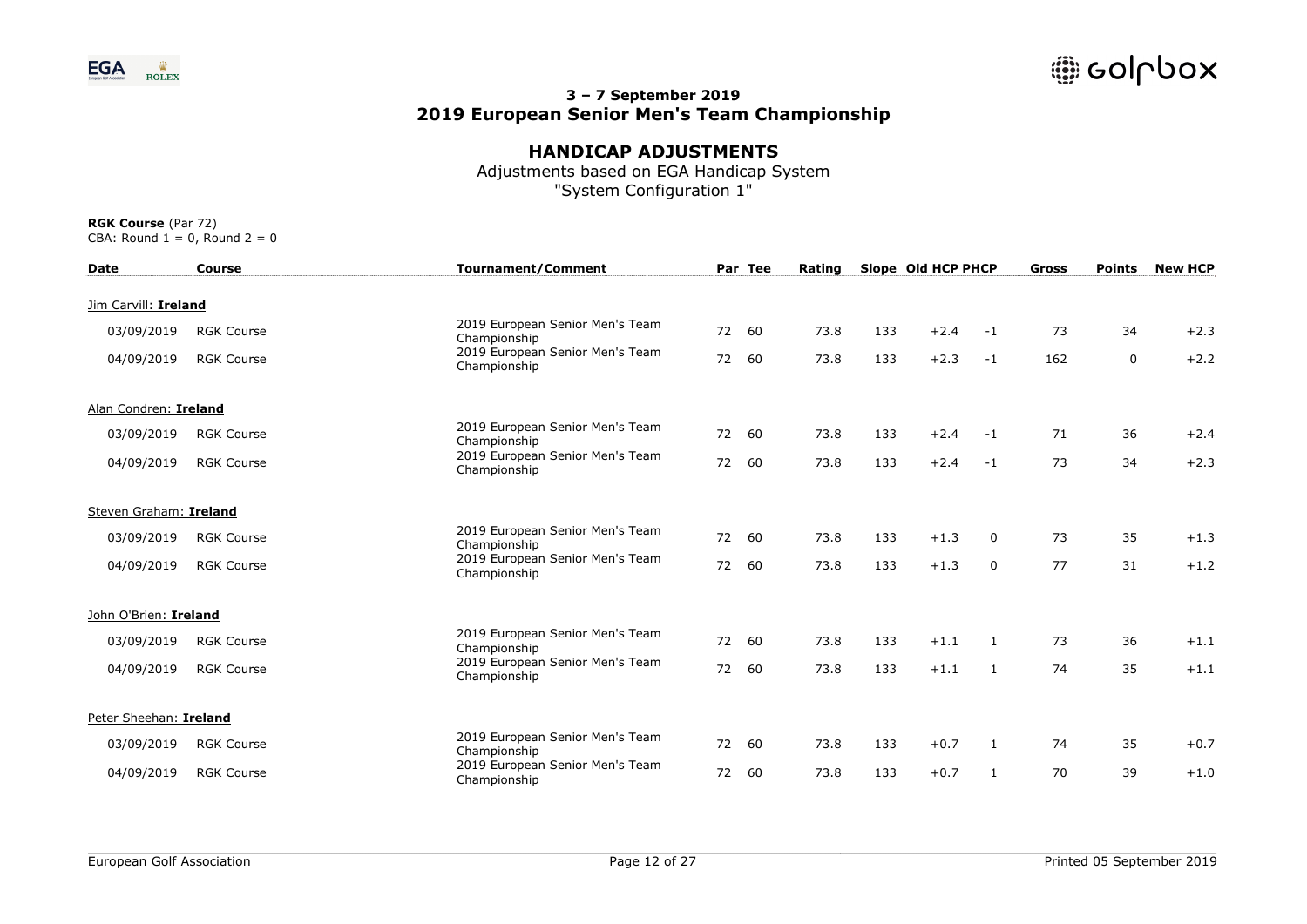## 3 – 7 September 2019
## 2019 European Senior Men's Team Championship

### HANDICAP ADJUSTMENTS

Adjustments based on EGA Handicap System
"System Configuration 1"

**RGK Course** (Par 72)
CBA: Round 1 = 0, Round 2 = 0

| Date | Course | Tournament/Comment | Par | Tee | Rating | Slope | Old HCP | PHCP | Gross | Points | New HCP |
|---|---|---|---|---|---|---|---|---|---|---|---|
| Jim Carvill: **Ireland** | | | | | | | | | | | |
| 03/09/2019 | RGK Course | 2019 European Senior Men's Team Championship | 72 | 60 | 73.8 | 133 | +2.4 | -1 | 73 | 34 | +2.3 |
| 04/09/2019 | RGK Course | 2019 European Senior Men's Team Championship | 72 | 60 | 73.8 | 133 | +2.3 | -1 | 162 | 0 | +2.2 |
| Alan Condren: **Ireland** | | | | | | | | | | | |
| 03/09/2019 | RGK Course | 2019 European Senior Men's Team Championship | 72 | 60 | 73.8 | 133 | +2.4 | -1 | 71 | 36 | +2.4 |
| 04/09/2019 | RGK Course | 2019 European Senior Men's Team Championship | 72 | 60 | 73.8 | 133 | +2.4 | -1 | 73 | 34 | +2.3 |
| Steven Graham: **Ireland** | | | | | | | | | | | |
| 03/09/2019 | RGK Course | 2019 European Senior Men's Team Championship | 72 | 60 | 73.8 | 133 | +1.3 | 0 | 73 | 35 | +1.3 |
| 04/09/2019 | RGK Course | 2019 European Senior Men's Team Championship | 72 | 60 | 73.8 | 133 | +1.3 | 0 | 77 | 31 | +1.2 |
| John O'Brien: **Ireland** | | | | | | | | | | | |
| 03/09/2019 | RGK Course | 2019 European Senior Men's Team Championship | 72 | 60 | 73.8 | 133 | +1.1 | 1 | 73 | 36 | +1.1 |
| 04/09/2019 | RGK Course | 2019 European Senior Men's Team Championship | 72 | 60 | 73.8 | 133 | +1.1 | 1 | 74 | 35 | +1.1 |
| Peter Sheehan: **Ireland** | | | | | | | | | | | |
| 03/09/2019 | RGK Course | 2019 European Senior Men's Team Championship | 72 | 60 | 73.8 | 133 | +0.7 | 1 | 74 | 35 | +0.7 |
| 04/09/2019 | RGK Course | 2019 European Senior Men's Team Championship | 72 | 60 | 73.8 | 133 | +0.7 | 1 | 70 | 39 | +1.0 |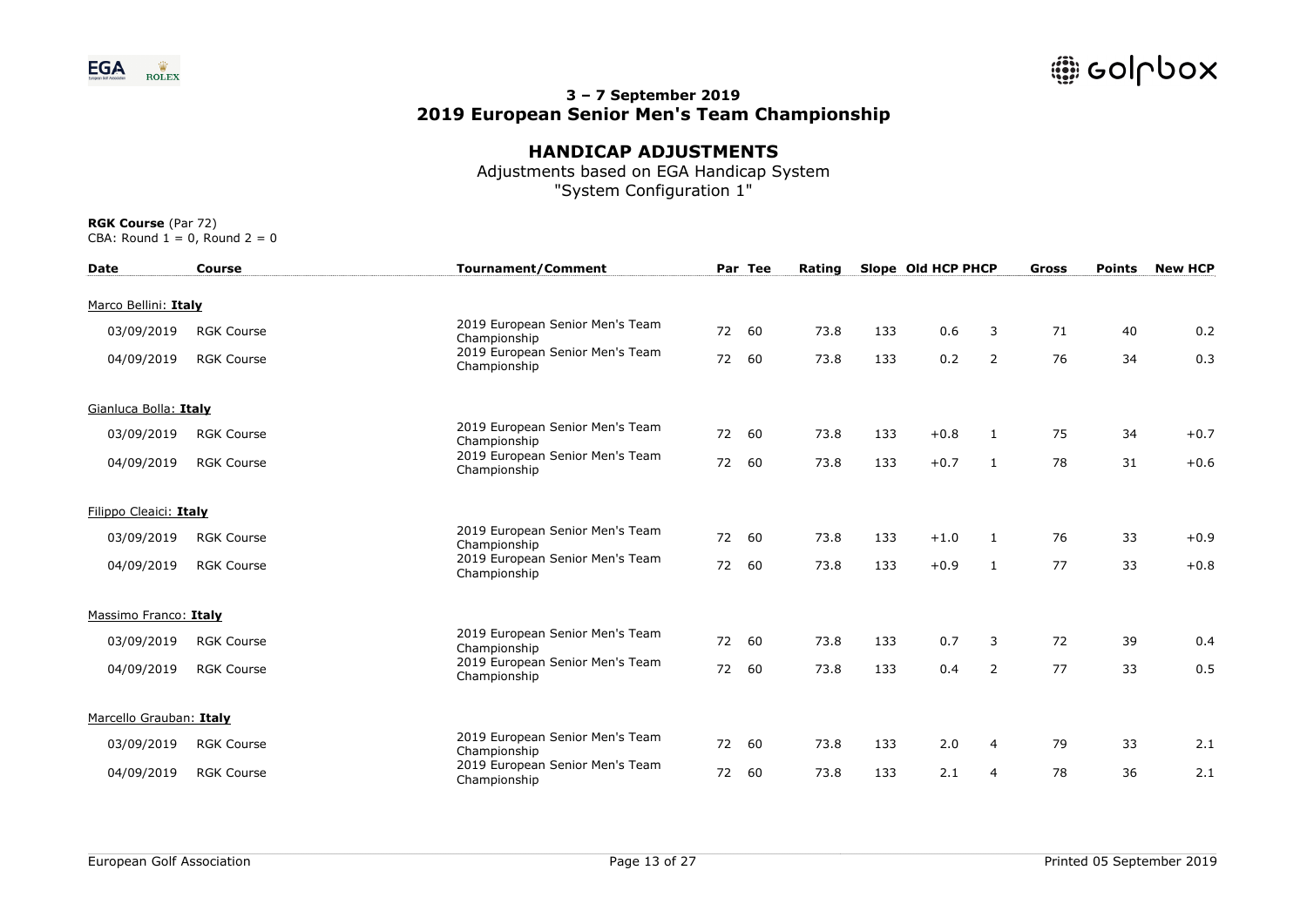## 3 – 7 September 2019
## 2019 European Senior Men's Team Championship

### HANDICAP ADJUSTMENTS

Adjustments based on EGA Handicap System
"System Configuration 1"

**RGK Course** (Par 72)
CBA: Round 1 = 0, Round 2 = 0

| Date | Course | Tournament/Comment | Par | Tee | Rating | Slope | Old HCP | PHCP | Gross | Points | New HCP |
|---|---|---|---|---|---|---|---|---|---|---|---|
| Marco Bellini: **Italy** | | | | | | | | | | | |
| 03/09/2019 | RGK Course | 2019 European Senior Men's Team Championship | 72 | 60 | 73.8 | 133 | 0.6 | 3 | 71 | 40 | 0.2 |
| 04/09/2019 | RGK Course | 2019 European Senior Men's Team Championship | 72 | 60 | 73.8 | 133 | 0.2 | 2 | 76 | 34 | 0.3 |
| Gianluca Bolla: **Italy** | | | | | | | | | | | |
| 03/09/2019 | RGK Course | 2019 European Senior Men's Team Championship | 72 | 60 | 73.8 | 133 | +0.8 | 1 | 75 | 34 | +0.7 |
| 04/09/2019 | RGK Course | 2019 European Senior Men's Team Championship | 72 | 60 | 73.8 | 133 | +0.7 | 1 | 78 | 31 | +0.6 |
| Filippo Cleaici: **Italy** | | | | | | | | | | | |
| 03/09/2019 | RGK Course | 2019 European Senior Men's Team Championship | 72 | 60 | 73.8 | 133 | +1.0 | 1 | 76 | 33 | +0.9 |
| 04/09/2019 | RGK Course | 2019 European Senior Men's Team Championship | 72 | 60 | 73.8 | 133 | +0.9 | 1 | 77 | 33 | +0.8 |
| Massimo Franco: **Italy** | | | | | | | | | | | |
| 03/09/2019 | RGK Course | 2019 European Senior Men's Team Championship | 72 | 60 | 73.8 | 133 | 0.7 | 3 | 72 | 39 | 0.4 |
| 04/09/2019 | RGK Course | 2019 European Senior Men's Team Championship | 72 | 60 | 73.8 | 133 | 0.4 | 2 | 77 | 33 | 0.5 |
| Marcello Grauban: **Italy** | | | | | | | | | | | |
| 03/09/2019 | RGK Course | 2019 European Senior Men's Team Championship | 72 | 60 | 73.8 | 133 | 2.0 | 4 | 79 | 33 | 2.1 |
| 04/09/2019 | RGK Course | 2019 European Senior Men's Team Championship | 72 | 60 | 73.8 | 133 | 2.1 | 4 | 78 | 36 | 2.1 |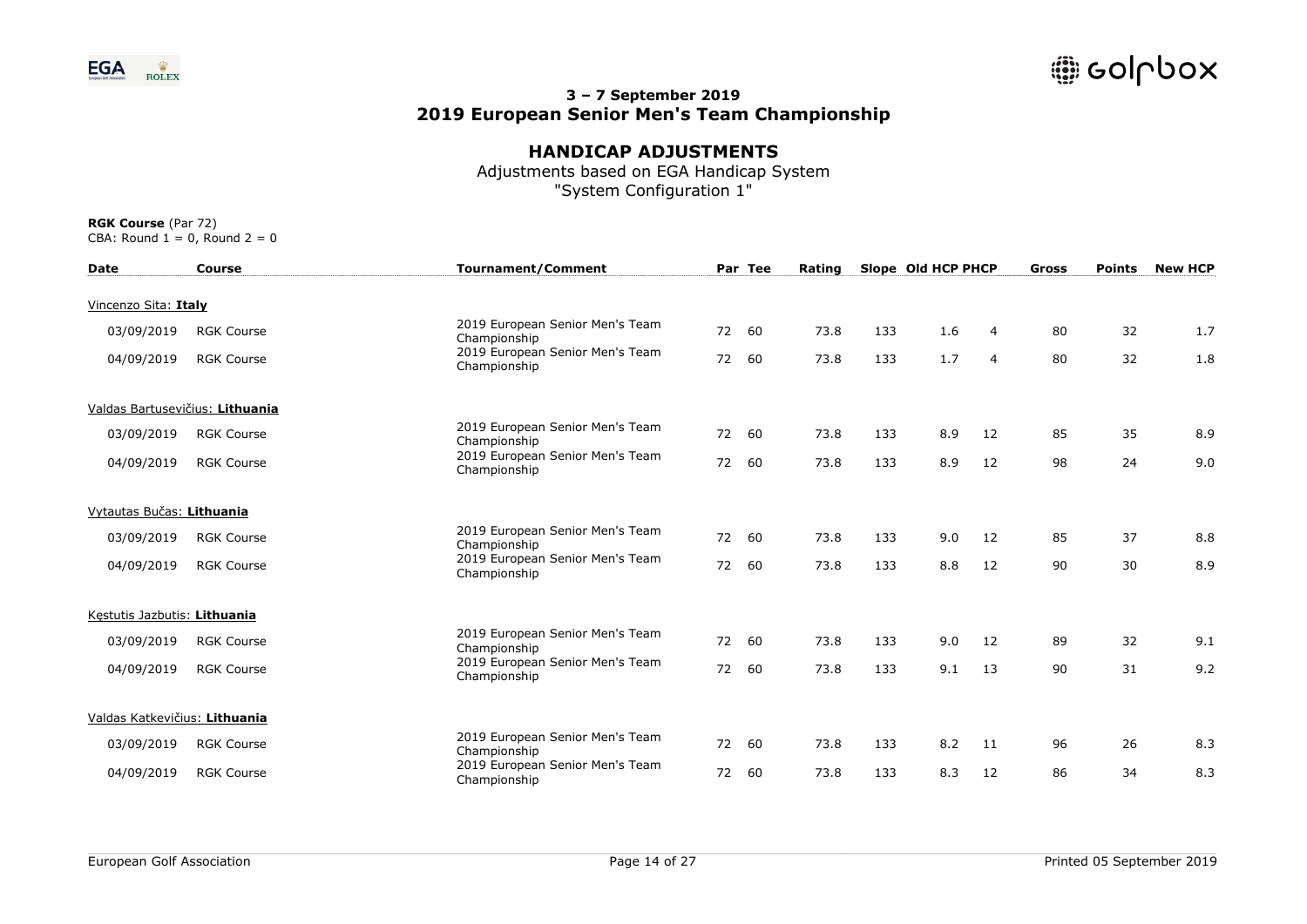## 3 – 7 September 2019
## 2019 European Senior Men's Team Championship

### HANDICAP ADJUSTMENTS

Adjustments based on EGA Handicap System
"System Configuration 1"

**RGK Course** (Par 72)
CBA: Round 1 = 0, Round 2 = 0

| Date | Course | Tournament/Comment | Par | Tee | Rating | Slope | Old HCP | PHCP | Gross | Points | New HCP |
|---|---|---|---|---|---|---|---|---|---|---|---|
| Vincenzo Sita: **Italy** | | | | | | | | | | | |
| 03/09/2019 | RGK Course | 2019 European Senior Men's Team Championship | 72 | 60 | 73.8 | 133 | 1.6 | 4 | 80 | 32 | 1.7 |
| 04/09/2019 | RGK Course | 2019 European Senior Men's Team Championship | 72 | 60 | 73.8 | 133 | 1.7 | 4 | 80 | 32 | 1.8 |
| Valdas Bartusevičius: **Lithuania** | | | | | | | | | | | |
| 03/09/2019 | RGK Course | 2019 European Senior Men's Team Championship | 72 | 60 | 73.8 | 133 | 8.9 | 12 | 85 | 35 | 8.9 |
| 04/09/2019 | RGK Course | 2019 European Senior Men's Team Championship | 72 | 60 | 73.8 | 133 | 8.9 | 12 | 98 | 24 | 9.0 |
| Vytautas Bučas: **Lithuania** | | | | | | | | | | | |
| 03/09/2019 | RGK Course | 2019 European Senior Men's Team Championship | 72 | 60 | 73.8 | 133 | 9.0 | 12 | 85 | 37 | 8.8 |
| 04/09/2019 | RGK Course | 2019 European Senior Men's Team Championship | 72 | 60 | 73.8 | 133 | 8.8 | 12 | 90 | 30 | 8.9 |
| Kęstutis Jazbutis: **Lithuania** | | | | | | | | | | | |
| 03/09/2019 | RGK Course | 2019 European Senior Men's Team Championship | 72 | 60 | 73.8 | 133 | 9.0 | 12 | 89 | 32 | 9.1 |
| 04/09/2019 | RGK Course | 2019 European Senior Men's Team Championship | 72 | 60 | 73.8 | 133 | 9.1 | 13 | 90 | 31 | 9.2 |
| Valdas Katkevičius: **Lithuania** | | | | | | | | | | | |
| 03/09/2019 | RGK Course | 2019 European Senior Men's Team Championship | 72 | 60 | 73.8 | 133 | 8.2 | 11 | 96 | 26 | 8.3 |
| 04/09/2019 | RGK Course | 2019 European Senior Men's Team Championship | 72 | 60 | 73.8 | 133 | 8.3 | 12 | 86 | 34 | 8.3 |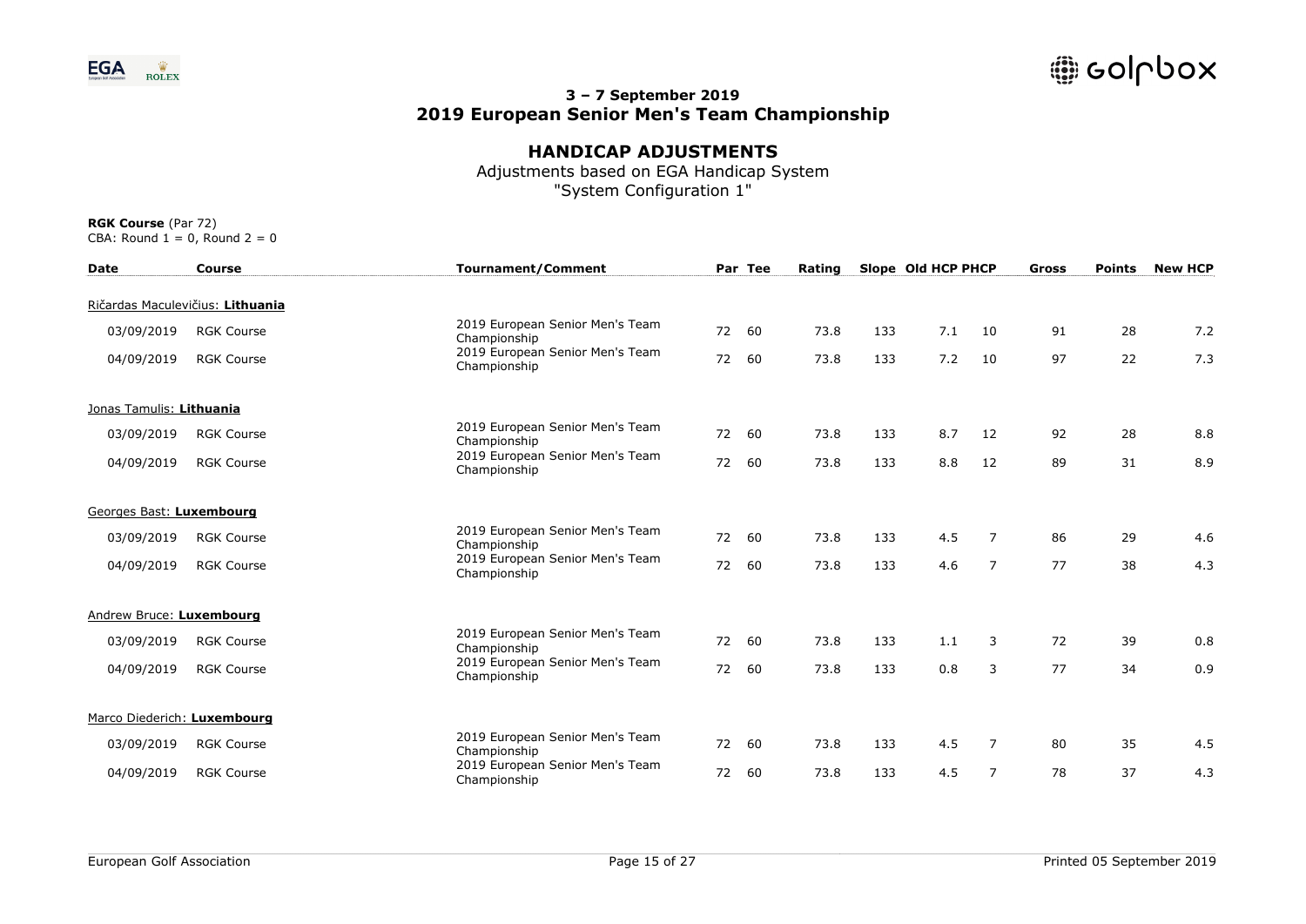# 3 – 7 September 2019
# 2019 European Senior Men's Team Championship

## HANDICAP ADJUSTMENTS

Adjustments based on EGA Handicap System
"System Configuration 1"

**RGK Course** (Par 72)
CBA: Round 1 = 0, Round 2 = 0

| Date | Course | Tournament/Comment | Par | Tee | Rating | Slope | Old HCP | PHCP | Gross | Points | New HCP |
|---|---|---|---|---|---|---|---|---|---|---|---|
| Ričardas Maculevičius: **Lithuania** | | | | | | | | | | | |
| 03/09/2019 | RGK Course | 2019 European Senior Men's Team Championship | 72 | 60 | 73.8 | 133 | 7.1 | 10 | 91 | 28 | 7.2 |
| 04/09/2019 | RGK Course | 2019 European Senior Men's Team Championship | 72 | 60 | 73.8 | 133 | 7.2 | 10 | 97 | 22 | 7.3 |
| Jonas Tamulis: **Lithuania** | | | | | | | | | | | |
| 03/09/2019 | RGK Course | 2019 European Senior Men's Team Championship | 72 | 60 | 73.8 | 133 | 8.7 | 12 | 92 | 28 | 8.8 |
| 04/09/2019 | RGK Course | 2019 European Senior Men's Team Championship | 72 | 60 | 73.8 | 133 | 8.8 | 12 | 89 | 31 | 8.9 |
| Georges Bast: **Luxembourg** | | | | | | | | | | | |
| 03/09/2019 | RGK Course | 2019 European Senior Men's Team Championship | 72 | 60 | 73.8 | 133 | 4.5 | 7 | 86 | 29 | 4.6 |
| 04/09/2019 | RGK Course | 2019 European Senior Men's Team Championship | 72 | 60 | 73.8 | 133 | 4.6 | 7 | 77 | 38 | 4.3 |
| Andrew Bruce: **Luxembourg** | | | | | | | | | | | |
| 03/09/2019 | RGK Course | 2019 European Senior Men's Team Championship | 72 | 60 | 73.8 | 133 | 1.1 | 3 | 72 | 39 | 0.8 |
| 04/09/2019 | RGK Course | 2019 European Senior Men's Team Championship | 72 | 60 | 73.8 | 133 | 0.8 | 3 | 77 | 34 | 0.9 |
| Marco Diederich: **Luxembourg** | | | | | | | | | | | |
| 03/09/2019 | RGK Course | 2019 European Senior Men's Team Championship | 72 | 60 | 73.8 | 133 | 4.5 | 7 | 80 | 35 | 4.5 |
| 04/09/2019 | RGK Course | 2019 European Senior Men's Team Championship | 72 | 60 | 73.8 | 133 | 4.5 | 7 | 78 | 37 | 4.3 |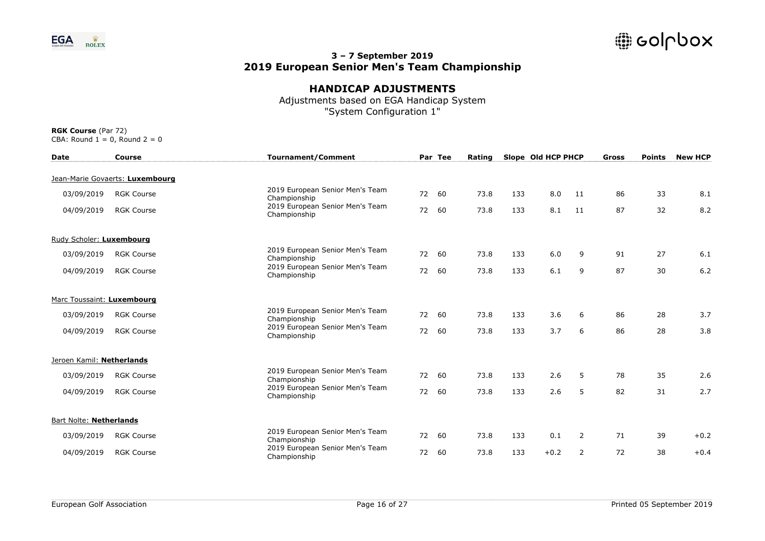# 3 – 7 September 2019
# 2019 European Senior Men's Team Championship

## HANDICAP ADJUSTMENTS

Adjustments based on EGA Handicap System
"System Configuration 1"

**RGK Course** (Par 72)
CBA: Round 1 = 0, Round 2 = 0

| Date | Course | Tournament/Comment | Par | Tee | Rating | Slope | Old HCP | PHCP | Gross | Points | New HCP |
|---|---|---|---|---|---|---|---|---|---|---|---|
| Jean-Marie Govaerts: **Luxembourg** | | | | | | | | | | | |
| 03/09/2019 | RGK Course | 2019 European Senior Men's Team Championship | 72 | 60 | 73.8 | 133 | 8.0 | 11 | 86 | 33 | 8.1 |
| 04/09/2019 | RGK Course | 2019 European Senior Men's Team Championship | 72 | 60 | 73.8 | 133 | 8.1 | 11 | 87 | 32 | 8.2 |
| Rudy Scholer: **Luxembourg** | | | | | | | | | | | |
| 03/09/2019 | RGK Course | 2019 European Senior Men's Team Championship | 72 | 60 | 73.8 | 133 | 6.0 | 9 | 91 | 27 | 6.1 |
| 04/09/2019 | RGK Course | 2019 European Senior Men's Team Championship | 72 | 60 | 73.8 | 133 | 6.1 | 9 | 87 | 30 | 6.2 |
| Marc Toussaint: **Luxembourg** | | | | | | | | | | | |
| 03/09/2019 | RGK Course | 2019 European Senior Men's Team Championship | 72 | 60 | 73.8 | 133 | 3.6 | 6 | 86 | 28 | 3.7 |
| 04/09/2019 | RGK Course | 2019 European Senior Men's Team Championship | 72 | 60 | 73.8 | 133 | 3.7 | 6 | 86 | 28 | 3.8 |
| Jeroen Kamil: **Netherlands** | | | | | | | | | | | |
| 03/09/2019 | RGK Course | 2019 European Senior Men's Team Championship | 72 | 60 | 73.8 | 133 | 2.6 | 5 | 78 | 35 | 2.6 |
| 04/09/2019 | RGK Course | 2019 European Senior Men's Team Championship | 72 | 60 | 73.8 | 133 | 2.6 | 5 | 82 | 31 | 2.7 |
| Bart Nolte: **Netherlands** | | | | | | | | | | | |
| 03/09/2019 | RGK Course | 2019 European Senior Men's Team Championship | 72 | 60 | 73.8 | 133 | 0.1 | 2 | 71 | 39 | +0.2 |
| 04/09/2019 | RGK Course | 2019 European Senior Men's Team Championship | 72 | 60 | 73.8 | 133 | +0.2 | 2 | 72 | 38 | +0.4 |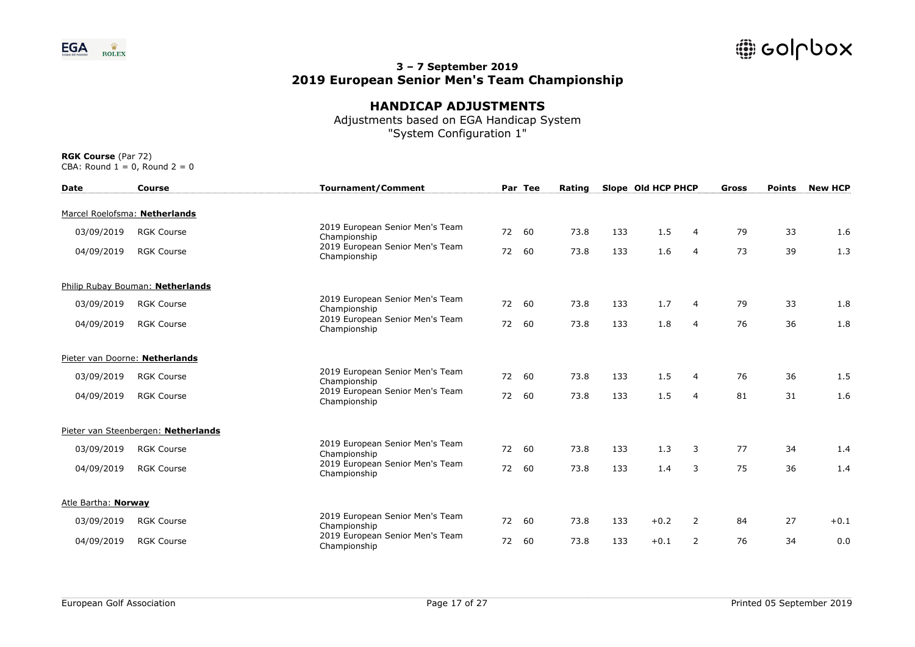## 3 – 7 September 2019
## 2019 European Senior Men's Team Championship

# HANDICAP ADJUSTMENTS

Adjustments based on EGA Handicap System
"System Configuration 1"

**RGK Course** (Par 72)
CBA: Round 1 = 0, Round 2 = 0

| Date | Course | Tournament/Comment | Par | Tee | Rating | Slope | Old HCP | PHCP | Gross | Points | New HCP |
|---|---|---|---|---|---|---|---|---|---|---|---|
| Marcel Roelofsma: **Netherlands** | | | | | | | | | | | |
| 03/09/2019 | RGK Course | 2019 European Senior Men's Team Championship | 72 | 60 | 73.8 | 133 | 1.5 | 4 | 79 | 33 | 1.6 |
| 04/09/2019 | RGK Course | 2019 European Senior Men's Team Championship | 72 | 60 | 73.8 | 133 | 1.6 | 4 | 73 | 39 | 1.3 |
| Philip Rubay Bouman: **Netherlands** | | | | | | | | | | | |
| 03/09/2019 | RGK Course | 2019 European Senior Men's Team Championship | 72 | 60 | 73.8 | 133 | 1.7 | 4 | 79 | 33 | 1.8 |
| 04/09/2019 | RGK Course | 2019 European Senior Men's Team Championship | 72 | 60 | 73.8 | 133 | 1.8 | 4 | 76 | 36 | 1.8 |
| Pieter van Doorne: **Netherlands** | | | | | | | | | | | |
| 03/09/2019 | RGK Course | 2019 European Senior Men's Team Championship | 72 | 60 | 73.8 | 133 | 1.5 | 4 | 76 | 36 | 1.5 |
| 04/09/2019 | RGK Course | 2019 European Senior Men's Team Championship | 72 | 60 | 73.8 | 133 | 1.5 | 4 | 81 | 31 | 1.6 |
| Pieter van Steenbergen: **Netherlands** | | | | | | | | | | | |
| 03/09/2019 | RGK Course | 2019 European Senior Men's Team Championship | 72 | 60 | 73.8 | 133 | 1.3 | 3 | 77 | 34 | 1.4 |
| 04/09/2019 | RGK Course | 2019 European Senior Men's Team Championship | 72 | 60 | 73.8 | 133 | 1.4 | 3 | 75 | 36 | 1.4 |
| Atle Bartha: **Norway** | | | | | | | | | | | |
| 03/09/2019 | RGK Course | 2019 European Senior Men's Team Championship | 72 | 60 | 73.8 | 133 | +0.2 | 2 | 84 | 27 | +0.1 |
| 04/09/2019 | RGK Course | 2019 European Senior Men's Team Championship | 72 | 60 | 73.8 | 133 | +0.1 | 2 | 76 | 34 | 0.0 |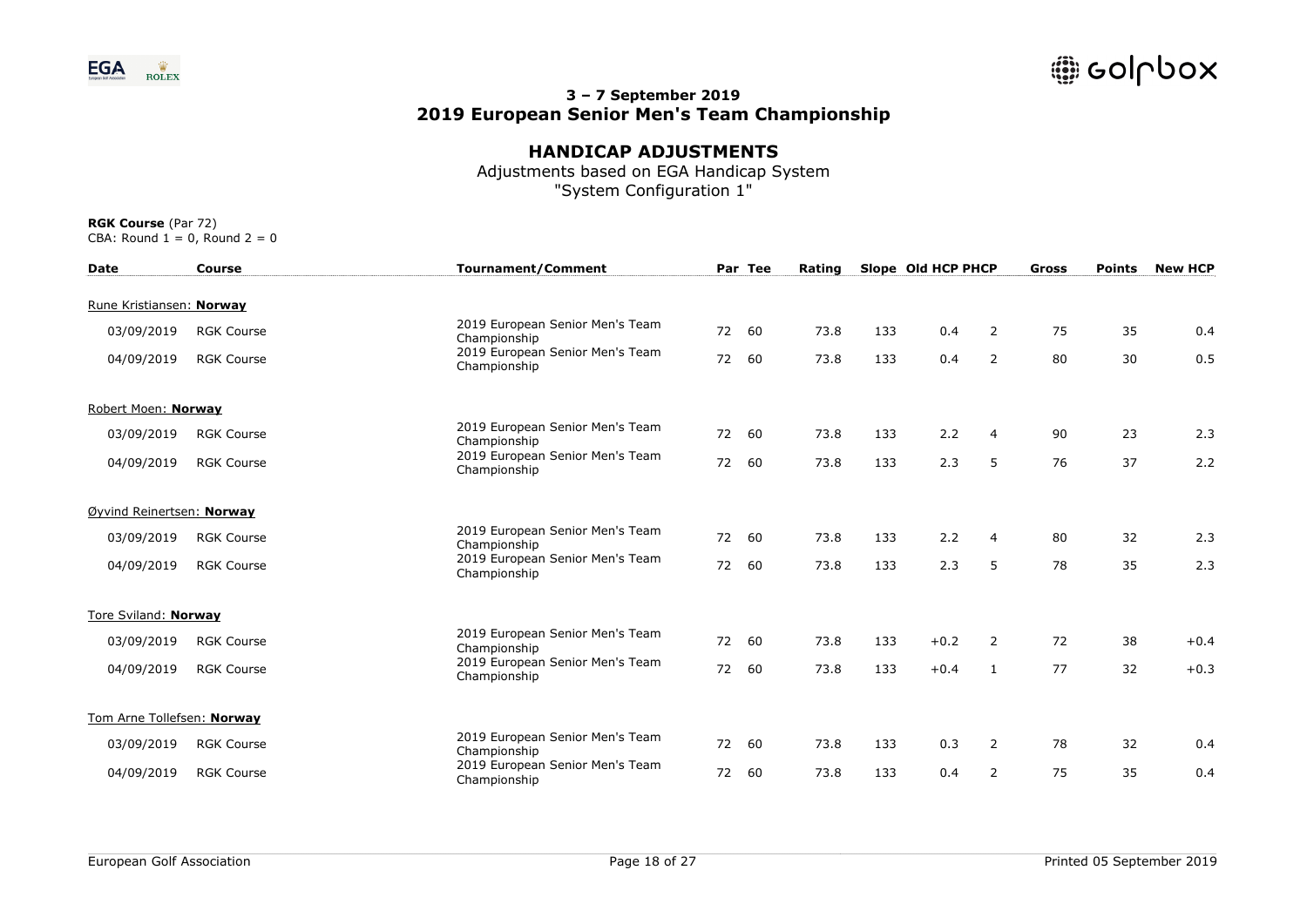# 3 – 7 September 2019
# 2019 European Senior Men's Team Championship

## HANDICAP ADJUSTMENTS

Adjustments based on EGA Handicap System
"System Configuration 1"

**RGK Course** (Par 72)
CBA: Round 1 = 0, Round 2 = 0

| Date | Course | Tournament/Comment | Par | Tee | Rating | Slope | Old HCP | PHCP | Gross | Points | New HCP |
|---|---|---|---|---|---|---|---|---|---|---|---|
| Rune Kristiansen: **Norway** | | | | | | | | | | | |
| 03/09/2019 | RGK Course | 2019 European Senior Men's Team Championship | 72 | 60 | 73.8 | 133 | 0.4 | 2 | 75 | 35 | 0.4 |
| 04/09/2019 | RGK Course | 2019 European Senior Men's Team Championship | 72 | 60 | 73.8 | 133 | 0.4 | 2 | 80 | 30 | 0.5 |
| Robert Moen: **Norway** | | | | | | | | | | | |
| 03/09/2019 | RGK Course | 2019 European Senior Men's Team Championship | 72 | 60 | 73.8 | 133 | 2.2 | 4 | 90 | 23 | 2.3 |
| 04/09/2019 | RGK Course | 2019 European Senior Men's Team Championship | 72 | 60 | 73.8 | 133 | 2.3 | 5 | 76 | 37 | 2.2 |
| Øyvind Reinertsen: **Norway** | | | | | | | | | | | |
| 03/09/2019 | RGK Course | 2019 European Senior Men's Team Championship | 72 | 60 | 73.8 | 133 | 2.2 | 4 | 80 | 32 | 2.3 |
| 04/09/2019 | RGK Course | 2019 European Senior Men's Team Championship | 72 | 60 | 73.8 | 133 | 2.3 | 5 | 78 | 35 | 2.3 |
| Tore Sviland: **Norway** | | | | | | | | | | | |
| 03/09/2019 | RGK Course | 2019 European Senior Men's Team Championship | 72 | 60 | 73.8 | 133 | +0.2 | 2 | 72 | 38 | +0.4 |
| 04/09/2019 | RGK Course | 2019 European Senior Men's Team Championship | 72 | 60 | 73.8 | 133 | +0.4 | 1 | 77 | 32 | +0.3 |
| Tom Arne Tollefsen: **Norway** | | | | | | | | | | | |
| 03/09/2019 | RGK Course | 2019 European Senior Men's Team Championship | 72 | 60 | 73.8 | 133 | 0.3 | 2 | 78 | 32 | 0.4 |
| 04/09/2019 | RGK Course | 2019 European Senior Men's Team Championship | 72 | 60 | 73.8 | 133 | 0.4 | 2 | 75 | 35 | 0.4 |

European Golf Association

Printed 05 September 2019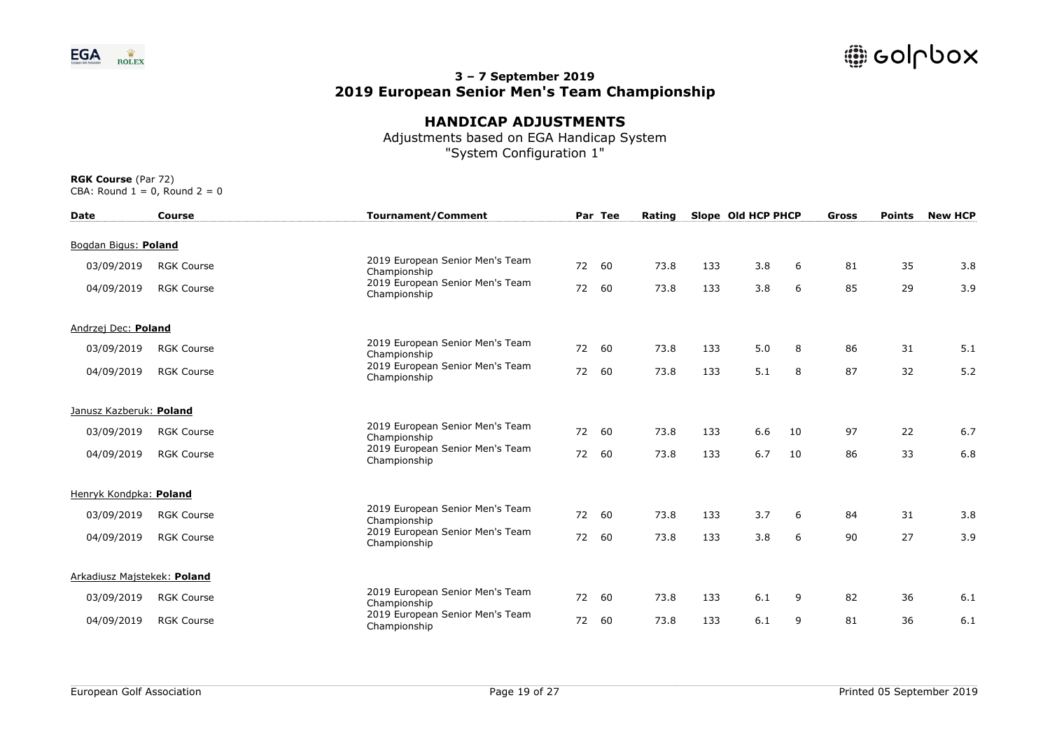### 3 – 7 September 2019
## 2019 European Senior Men's Team Championship

## HANDICAP ADJUSTMENTS

Adjustments based on EGA Handicap System
"System Configuration 1"

**RGK Course** (Par 72)
CBA: Round 1 = 0, Round 2 = 0

| Date | Course | Tournament/Comment | Par | Tee | Rating | Slope | Old HCP | PHCP | Gross | Points | New HCP |
|---|---|---|---|---|---|---|---|---|---|---|---|
| Bogdan Bigus: **Poland** | | | | | | | | | | | |
| 03/09/2019 | RGK Course | 2019 European Senior Men's Team Championship | 72 | 60 | 73.8 | 133 | 3.8 | 6 | 81 | 35 | 3.8 |
| 04/09/2019 | RGK Course | 2019 European Senior Men's Team Championship | 72 | 60 | 73.8 | 133 | 3.8 | 6 | 85 | 29 | 3.9 |
| Andrzej Dec: **Poland** | | | | | | | | | | | |
| 03/09/2019 | RGK Course | 2019 European Senior Men's Team Championship | 72 | 60 | 73.8 | 133 | 5.0 | 8 | 86 | 31 | 5.1 |
| 04/09/2019 | RGK Course | 2019 European Senior Men's Team Championship | 72 | 60 | 73.8 | 133 | 5.1 | 8 | 87 | 32 | 5.2 |
| Janusz Kazberuk: **Poland** | | | | | | | | | | | |
| 03/09/2019 | RGK Course | 2019 European Senior Men's Team Championship | 72 | 60 | 73.8 | 133 | 6.6 | 10 | 97 | 22 | 6.7 |
| 04/09/2019 | RGK Course | 2019 European Senior Men's Team Championship | 72 | 60 | 73.8 | 133 | 6.7 | 10 | 86 | 33 | 6.8 |
| Henryk Kondpka: **Poland** | | | | | | | | | | | |
| 03/09/2019 | RGK Course | 2019 European Senior Men's Team Championship | 72 | 60 | 73.8 | 133 | 3.7 | 6 | 84 | 31 | 3.8 |
| 04/09/2019 | RGK Course | 2019 European Senior Men's Team Championship | 72 | 60 | 73.8 | 133 | 3.8 | 6 | 90 | 27 | 3.9 |
| Arkadiusz Majstekek: **Poland** | | | | | | | | | | | |
| 03/09/2019 | RGK Course | 2019 European Senior Men's Team Championship | 72 | 60 | 73.8 | 133 | 6.1 | 9 | 82 | 36 | 6.1 |
| 04/09/2019 | RGK Course | 2019 European Senior Men's Team Championship | 72 | 60 | 73.8 | 133 | 6.1 | 9 | 81 | 36 | 6.1 |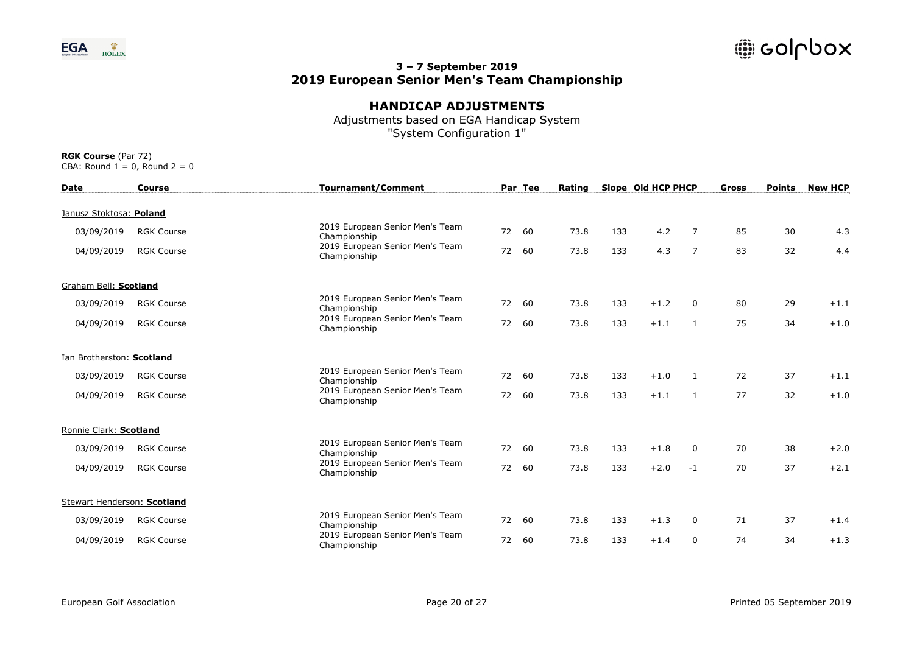## 3 – 7 September 2019
## 2019 European Senior Men's Team Championship

### HANDICAP ADJUSTMENTS

Adjustments based on EGA Handicap System
"System Configuration 1"

**RGK Course** (Par 72)
CBA: Round 1 = 0, Round 2 = 0

| Date | Course | Tournament/Comment | Par | Tee | Rating | Slope | Old HCP | PHCP | Gross | Points | New HCP |
|---|---|---|---|---|---|---|---|---|---|---|---|
| Janusz Stoktosa: **Poland** | | | | | | | | | | | |
| 03/09/2019 | RGK Course | 2019 European Senior Men's Team Championship | 72 | 60 | 73.8 | 133 | 4.2 | 7 | 85 | 30 | 4.3 |
| 04/09/2019 | RGK Course | 2019 European Senior Men's Team Championship | 72 | 60 | 73.8 | 133 | 4.3 | 7 | 83 | 32 | 4.4 |
| Graham Bell: **Scotland** | | | | | | | | | | | |
| 03/09/2019 | RGK Course | 2019 European Senior Men's Team Championship | 72 | 60 | 73.8 | 133 | +1.2 | 0 | 80 | 29 | +1.1 |
| 04/09/2019 | RGK Course | 2019 European Senior Men's Team Championship | 72 | 60 | 73.8 | 133 | +1.1 | 1 | 75 | 34 | +1.0 |
| Ian Brotherston: **Scotland** | | | | | | | | | | | |
| 03/09/2019 | RGK Course | 2019 European Senior Men's Team Championship | 72 | 60 | 73.8 | 133 | +1.0 | 1 | 72 | 37 | +1.1 |
| 04/09/2019 | RGK Course | 2019 European Senior Men's Team Championship | 72 | 60 | 73.8 | 133 | +1.1 | 1 | 77 | 32 | +1.0 |
| Ronnie Clark: **Scotland** | | | | | | | | | | | |
| 03/09/2019 | RGK Course | 2019 European Senior Men's Team Championship | 72 | 60 | 73.8 | 133 | +1.8 | 0 | 70 | 38 | +2.0 |
| 04/09/2019 | RGK Course | 2019 European Senior Men's Team Championship | 72 | 60 | 73.8 | 133 | +2.0 | -1 | 70 | 37 | +2.1 |
| Stewart Henderson: **Scotland** | | | | | | | | | | | |
| 03/09/2019 | RGK Course | 2019 European Senior Men's Team Championship | 72 | 60 | 73.8 | 133 | +1.3 | 0 | 71 | 37 | +1.4 |
| 04/09/2019 | RGK Course | 2019 European Senior Men's Team Championship | 72 | 60 | 73.8 | 133 | +1.4 | 0 | 74 | 34 | +1.3 |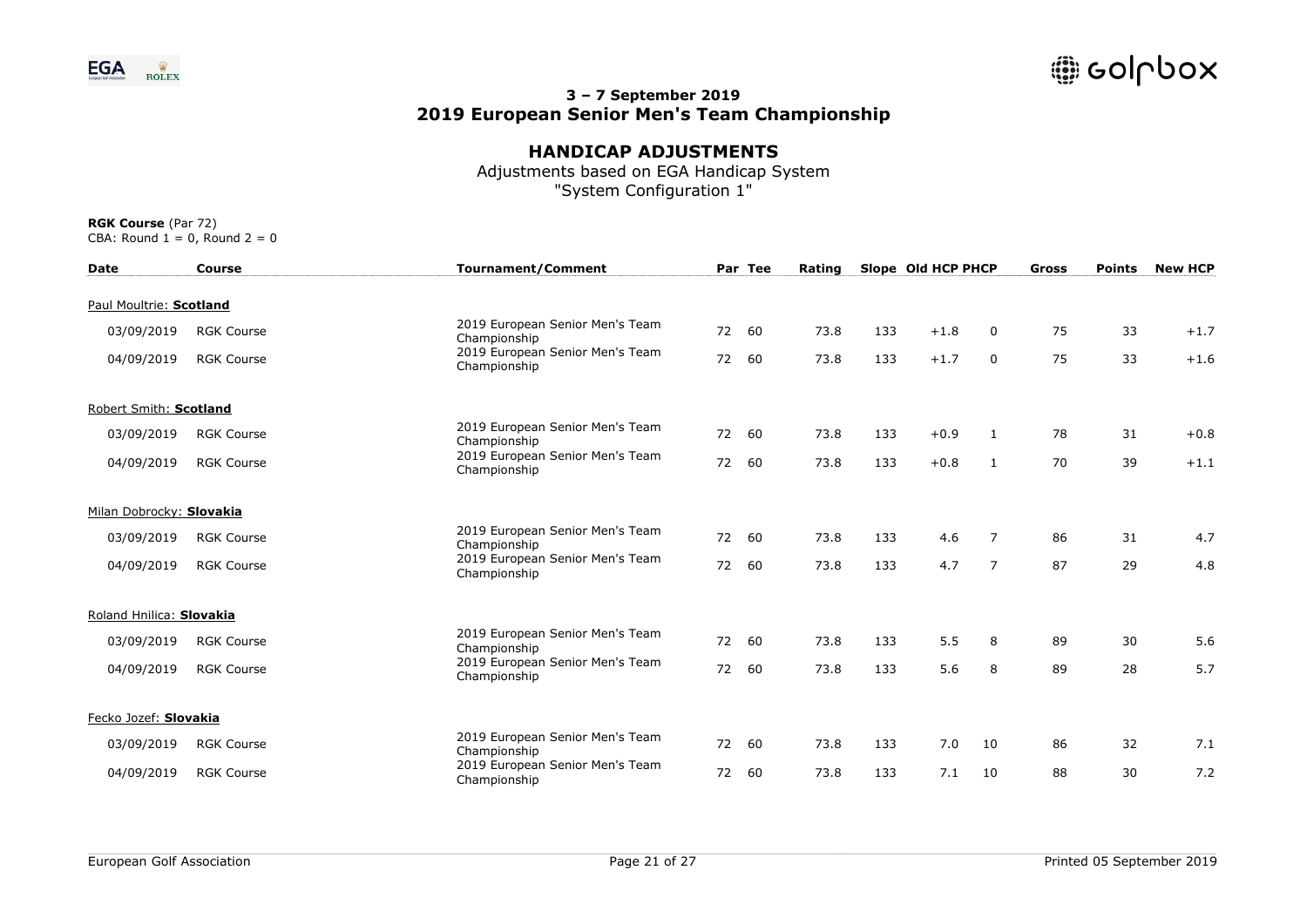## 3 – 7 September 2019
## 2019 European Senior Men's Team Championship

### HANDICAP ADJUSTMENTS

Adjustments based on EGA Handicap System
"System Configuration 1"

**RGK Course** (Par 72)
CBA: Round 1 = 0, Round 2 = 0

| Date | Course | Tournament/Comment | Par | Tee | Rating | Slope | Old HCP | PHCP | Gross | Points | New HCP |
|---|---|---|---|---|---|---|---|---|---|---|---|
| Paul Moultrie: **Scotland** | | | | | | | | | | | |
| 03/09/2019 | RGK Course | 2019 European Senior Men's Team Championship | 72 | 60 | 73.8 | 133 | +1.8 | 0 | 75 | 33 | +1.7 |
| 04/09/2019 | RGK Course | 2019 European Senior Men's Team Championship | 72 | 60 | 73.8 | 133 | +1.7 | 0 | 75 | 33 | +1.6 |
| Robert Smith: **Scotland** | | | | | | | | | | | |
| 03/09/2019 | RGK Course | 2019 European Senior Men's Team Championship | 72 | 60 | 73.8 | 133 | +0.9 | 1 | 78 | 31 | +0.8 |
| 04/09/2019 | RGK Course | 2019 European Senior Men's Team Championship | 72 | 60 | 73.8 | 133 | +0.8 | 1 | 70 | 39 | +1.1 |
| Milan Dobrocky: **Slovakia** | | | | | | | | | | | |
| 03/09/2019 | RGK Course | 2019 European Senior Men's Team Championship | 72 | 60 | 73.8 | 133 | 4.6 | 7 | 86 | 31 | 4.7 |
| 04/09/2019 | RGK Course | 2019 European Senior Men's Team Championship | 72 | 60 | 73.8 | 133 | 4.7 | 7 | 87 | 29 | 4.8 |
| Roland Hnilica: **Slovakia** | | | | | | | | | | | |
| 03/09/2019 | RGK Course | 2019 European Senior Men's Team Championship | 72 | 60 | 73.8 | 133 | 5.5 | 8 | 89 | 30 | 5.6 |
| 04/09/2019 | RGK Course | 2019 European Senior Men's Team Championship | 72 | 60 | 73.8 | 133 | 5.6 | 8 | 89 | 28 | 5.7 |
| Fecko Jozef: **Slovakia** | | | | | | | | | | | |
| 03/09/2019 | RGK Course | 2019 European Senior Men's Team Championship | 72 | 60 | 73.8 | 133 | 7.0 | 10 | 86 | 32 | 7.1 |
| 04/09/2019 | RGK Course | 2019 European Senior Men's Team Championship | 72 | 60 | 73.8 | 133 | 7.1 | 10 | 88 | 30 | 7.2 |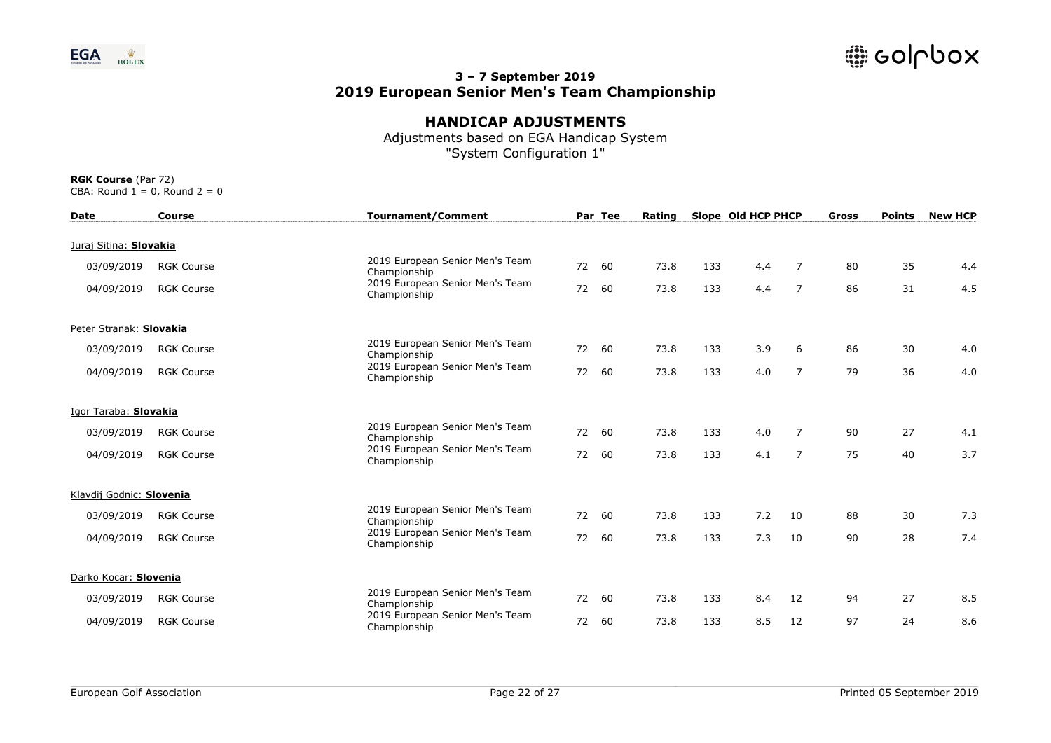## 3 – 7 September 2019
## 2019 European Senior Men's Team Championship

### HANDICAP ADJUSTMENTS

Adjustments based on EGA Handicap System
"System Configuration 1"

**RGK Course** (Par 72)
CBA: Round 1 = 0, Round 2 = 0

| Date | Course | Tournament/Comment | Par | Tee | Rating | Slope | Old HCP | PHCP | Gross | Points | New HCP |
|---|---|---|---|---|---|---|---|---|---|---|---|
| Juraj Sitina: **Slovakia** | | | | | | | | | | | |
| 03/09/2019 | RGK Course | 2019 European Senior Men's Team Championship | 72 | 60 | 73.8 | 133 | 4.4 | 7 | 80 | 35 | 4.4 |
| 04/09/2019 | RGK Course | 2019 European Senior Men's Team Championship | 72 | 60 | 73.8 | 133 | 4.4 | 7 | 86 | 31 | 4.5 |
| Peter Stranak: **Slovakia** | | | | | | | | | | | |
| 03/09/2019 | RGK Course | 2019 European Senior Men's Team Championship | 72 | 60 | 73.8 | 133 | 3.9 | 6 | 86 | 30 | 4.0 |
| 04/09/2019 | RGK Course | 2019 European Senior Men's Team Championship | 72 | 60 | 73.8 | 133 | 4.0 | 7 | 79 | 36 | 4.0 |
| Igor Taraba: **Slovakia** | | | | | | | | | | | |
| 03/09/2019 | RGK Course | 2019 European Senior Men's Team Championship | 72 | 60 | 73.8 | 133 | 4.0 | 7 | 90 | 27 | 4.1 |
| 04/09/2019 | RGK Course | 2019 European Senior Men's Team Championship | 72 | 60 | 73.8 | 133 | 4.1 | 7 | 75 | 40 | 3.7 |
| Klavdij Godnic: **Slovenia** | | | | | | | | | | | |
| 03/09/2019 | RGK Course | 2019 European Senior Men's Team Championship | 72 | 60 | 73.8 | 133 | 7.2 | 10 | 88 | 30 | 7.3 |
| 04/09/2019 | RGK Course | 2019 European Senior Men's Team Championship | 72 | 60 | 73.8 | 133 | 7.3 | 10 | 90 | 28 | 7.4 |
| Darko Kocar: **Slovenia** | | | | | | | | | | | |
| 03/09/2019 | RGK Course | 2019 European Senior Men's Team Championship | 72 | 60 | 73.8 | 133 | 8.4 | 12 | 94 | 27 | 8.5 |
| 04/09/2019 | RGK Course | 2019 European Senior Men's Team Championship | 72 | 60 | 73.8 | 133 | 8.5 | 12 | 97 | 24 | 8.6 |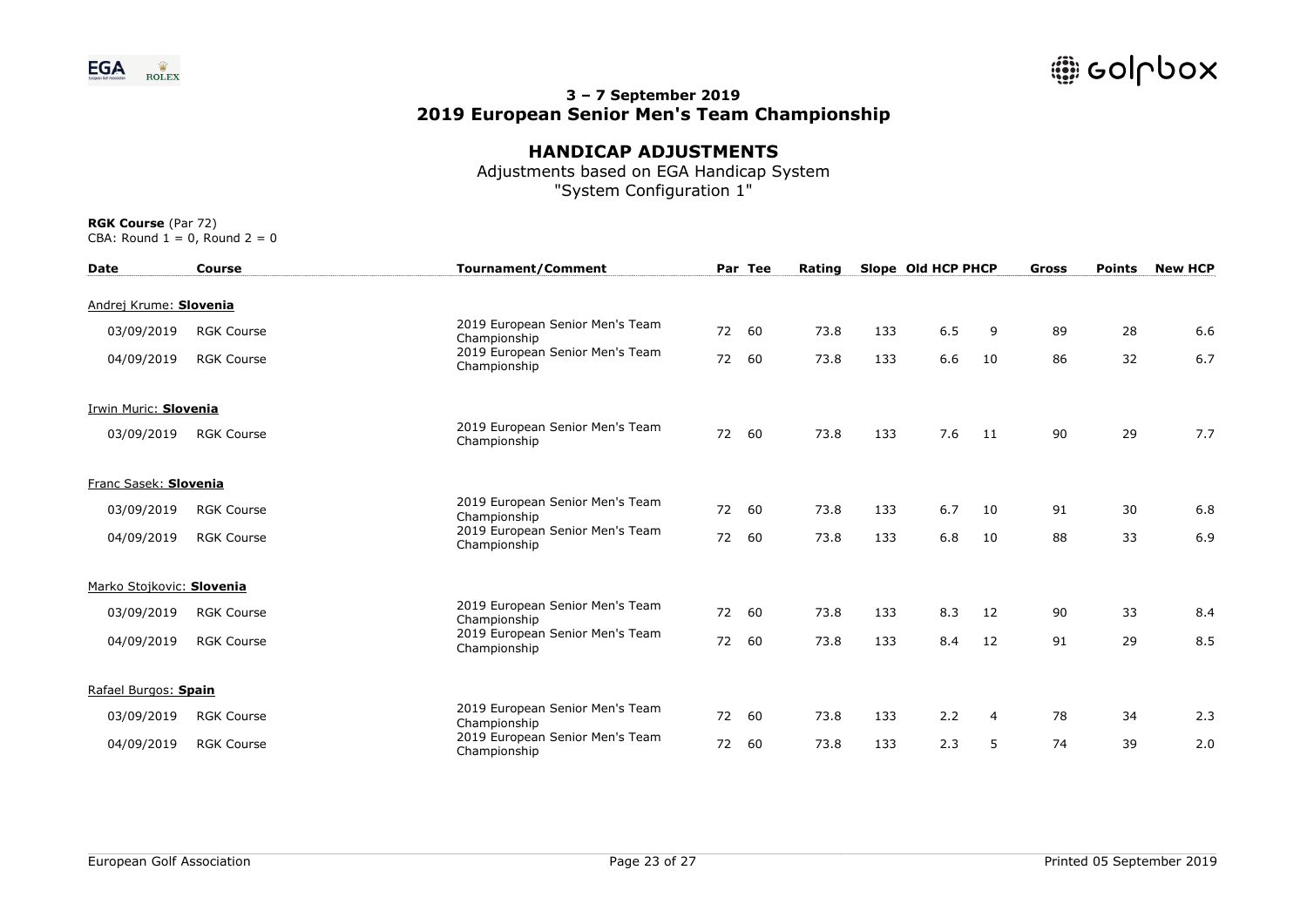# 3 – 7 September 2019
# 2019 European Senior Men's Team Championship

## HANDICAP ADJUSTMENTS

Adjustments based on EGA Handicap System
"System Configuration 1"

**RGK Course** (Par 72)
CBA: Round 1 = 0, Round 2 = 0

| Date | Course | Tournament/Comment | Par | Tee | Rating | Slope | Old HCP | PHCP | Gross | Points | New HCP |
|---|---|---|---|---|---|---|---|---|---|---|---|
| Andrej Krume: **Slovenia** | | | | | | | | | | | |
| 03/09/2019 | RGK Course | 2019 European Senior Men's Team Championship | 72 | 60 | 73.8 | 133 | 6.5 | 9 | 89 | 28 | 6.6 |
| 04/09/2019 | RGK Course | 2019 European Senior Men's Team Championship | 72 | 60 | 73.8 | 133 | 6.6 | 10 | 86 | 32 | 6.7 |
| Irwin Muric: **Slovenia** | | | | | | | | | | | |
| 03/09/2019 | RGK Course | 2019 European Senior Men's Team Championship | 72 | 60 | 73.8 | 133 | 7.6 | 11 | 90 | 29 | 7.7 |
| Franc Sasek: **Slovenia** | | | | | | | | | | | |
| 03/09/2019 | RGK Course | 2019 European Senior Men's Team Championship | 72 | 60 | 73.8 | 133 | 6.7 | 10 | 91 | 30 | 6.8 |
| 04/09/2019 | RGK Course | 2019 European Senior Men's Team Championship | 72 | 60 | 73.8 | 133 | 6.8 | 10 | 88 | 33 | 6.9 |
| Marko Stojkovic: **Slovenia** | | | | | | | | | | | |
| 03/09/2019 | RGK Course | 2019 European Senior Men's Team Championship | 72 | 60 | 73.8 | 133 | 8.3 | 12 | 90 | 33 | 8.4 |
| 04/09/2019 | RGK Course | 2019 European Senior Men's Team Championship | 72 | 60 | 73.8 | 133 | 8.4 | 12 | 91 | 29 | 8.5 |
| Rafael Burgos: **Spain** | | | | | | | | | | | |
| 03/09/2019 | RGK Course | 2019 European Senior Men's Team Championship | 72 | 60 | 73.8 | 133 | 2.2 | 4 | 78 | 34 | 2.3 |
| 04/09/2019 | RGK Course | 2019 European Senior Men's Team Championship | 72 | 60 | 73.8 | 133 | 2.3 | 5 | 74 | 39 | 2.0 |

European Golf Association — Printed 05 September 2019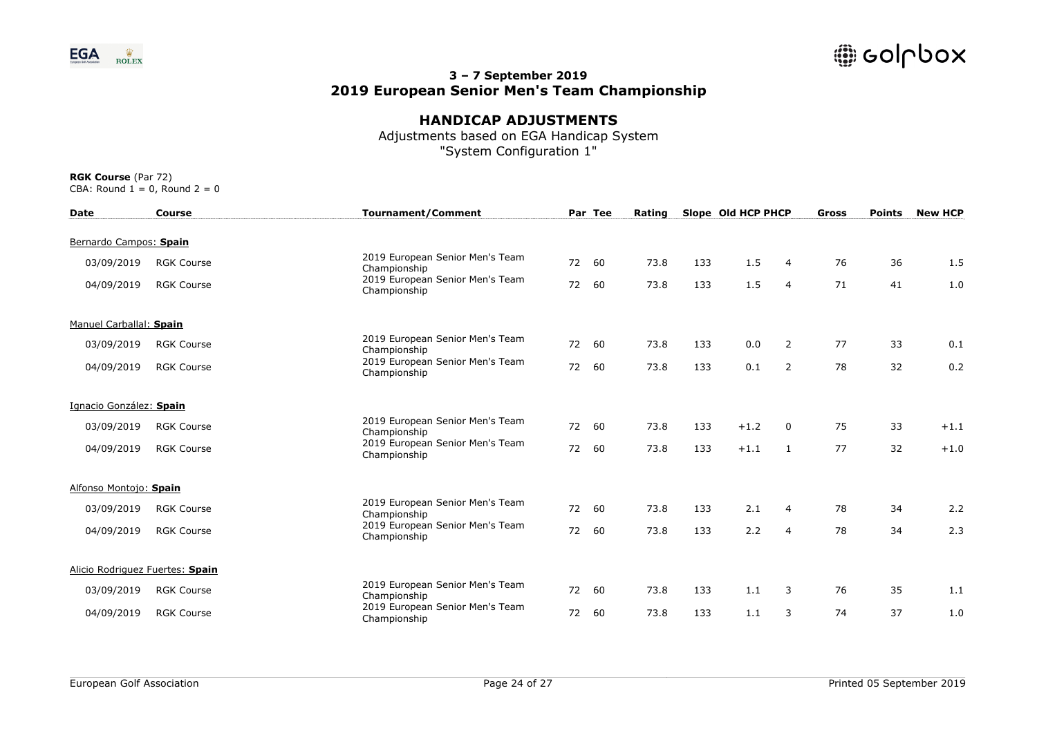# 3 – 7 September 2019
# 2019 European Senior Men's Team Championship

## HANDICAP ADJUSTMENTS

Adjustments based on EGA Handicap System
"System Configuration 1"

**RGK Course** (Par 72)
CBA: Round 1 = 0, Round 2 = 0

| Date | Course | Tournament/Comment | Par | Tee | Rating | Slope | Old HCP | PHCP | Gross | Points | New HCP |
|---|---|---|---|---|---|---|---|---|---|---|---|
| Bernardo Campos: **Spain** | | | | | | | | | | | |
| 03/09/2019 | RGK Course | 2019 European Senior Men's Team Championship | 72 | 60 | 73.8 | 133 | 1.5 | 4 | 76 | 36 | 1.5 |
| 04/09/2019 | RGK Course | 2019 European Senior Men's Team Championship | 72 | 60 | 73.8 | 133 | 1.5 | 4 | 71 | 41 | 1.0 |
| Manuel Carballal: **Spain** | | | | | | | | | | | |
| 03/09/2019 | RGK Course | 2019 European Senior Men's Team Championship | 72 | 60 | 73.8 | 133 | 0.0 | 2 | 77 | 33 | 0.1 |
| 04/09/2019 | RGK Course | 2019 European Senior Men's Team Championship | 72 | 60 | 73.8 | 133 | 0.1 | 2 | 78 | 32 | 0.2 |
| Ignacio González: **Spain** | | | | | | | | | | | |
| 03/09/2019 | RGK Course | 2019 European Senior Men's Team Championship | 72 | 60 | 73.8 | 133 | +1.2 | 0 | 75 | 33 | +1.1 |
| 04/09/2019 | RGK Course | 2019 European Senior Men's Team Championship | 72 | 60 | 73.8 | 133 | +1.1 | 1 | 77 | 32 | +1.0 |
| Alfonso Montojo: **Spain** | | | | | | | | | | | |
| 03/09/2019 | RGK Course | 2019 European Senior Men's Team Championship | 72 | 60 | 73.8 | 133 | 2.1 | 4 | 78 | 34 | 2.2 |
| 04/09/2019 | RGK Course | 2019 European Senior Men's Team Championship | 72 | 60 | 73.8 | 133 | 2.2 | 4 | 78 | 34 | 2.3 |
| Alicio Rodriguez Fuertes: **Spain** | | | | | | | | | | | |
| 03/09/2019 | RGK Course | 2019 European Senior Men's Team Championship | 72 | 60 | 73.8 | 133 | 1.1 | 3 | 76 | 35 | 1.1 |
| 04/09/2019 | RGK Course | 2019 European Senior Men's Team Championship | 72 | 60 | 73.8 | 133 | 1.1 | 3 | 74 | 37 | 1.0 |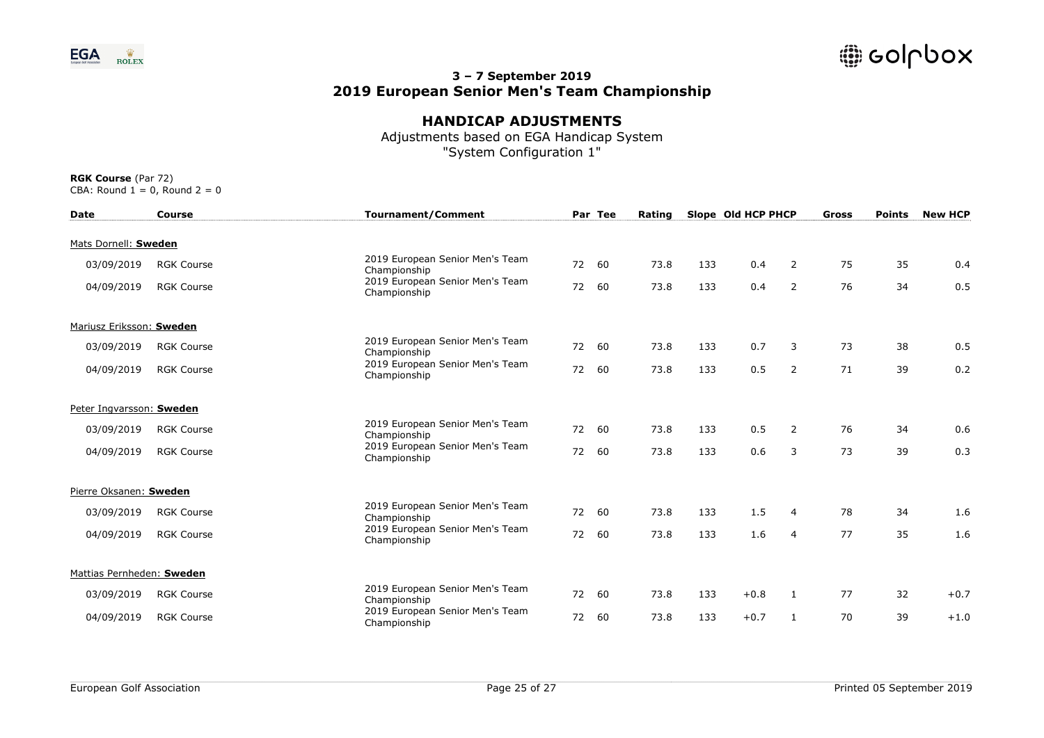**3 – 7 September 2019**
**2019 European Senior Men's Team Championship**

## HANDICAP ADJUSTMENTS

Adjustments based on EGA Handicap System
"System Configuration 1"

**RGK Course** (Par 72)
CBA: Round 1 = 0, Round 2 = 0

| Date | Course | Tournament/Comment | Par | Tee | Rating | Slope | Old HCP | PHCP | Gross | Points | New HCP |
|---|---|---|---|---|---|---|---|---|---|---|---|
| Mats Dornell: **Sweden** | | | | | | | | | | | |
| 03/09/2019 | RGK Course | 2019 European Senior Men's Team Championship | 72 | 60 | 73.8 | 133 | 0.4 | 2 | 75 | 35 | 0.4 |
| 04/09/2019 | RGK Course | 2019 European Senior Men's Team Championship | 72 | 60 | 73.8 | 133 | 0.4 | 2 | 76 | 34 | 0.5 |
| Mariusz Eriksson: **Sweden** | | | | | | | | | | | |
| 03/09/2019 | RGK Course | 2019 European Senior Men's Team Championship | 72 | 60 | 73.8 | 133 | 0.7 | 3 | 73 | 38 | 0.5 |
| 04/09/2019 | RGK Course | 2019 European Senior Men's Team Championship | 72 | 60 | 73.8 | 133 | 0.5 | 2 | 71 | 39 | 0.2 |
| Peter Ingvarsson: **Sweden** | | | | | | | | | | | |
| 03/09/2019 | RGK Course | 2019 European Senior Men's Team Championship | 72 | 60 | 73.8 | 133 | 0.5 | 2 | 76 | 34 | 0.6 |
| 04/09/2019 | RGK Course | 2019 European Senior Men's Team Championship | 72 | 60 | 73.8 | 133 | 0.6 | 3 | 73 | 39 | 0.3 |
| Pierre Oksanen: **Sweden** | | | | | | | | | | | |
| 03/09/2019 | RGK Course | 2019 European Senior Men's Team Championship | 72 | 60 | 73.8 | 133 | 1.5 | 4 | 78 | 34 | 1.6 |
| 04/09/2019 | RGK Course | 2019 European Senior Men's Team Championship | 72 | 60 | 73.8 | 133 | 1.6 | 4 | 77 | 35 | 1.6 |
| Mattias Pernheden: **Sweden** | | | | | | | | | | | |
| 03/09/2019 | RGK Course | 2019 European Senior Men's Team Championship | 72 | 60 | 73.8 | 133 | +0.8 | 1 | 77 | 32 | +0.7 |
| 04/09/2019 | RGK Course | 2019 European Senior Men's Team Championship | 72 | 60 | 73.8 | 133 | +0.7 | 1 | 70 | 39 | +1.0 |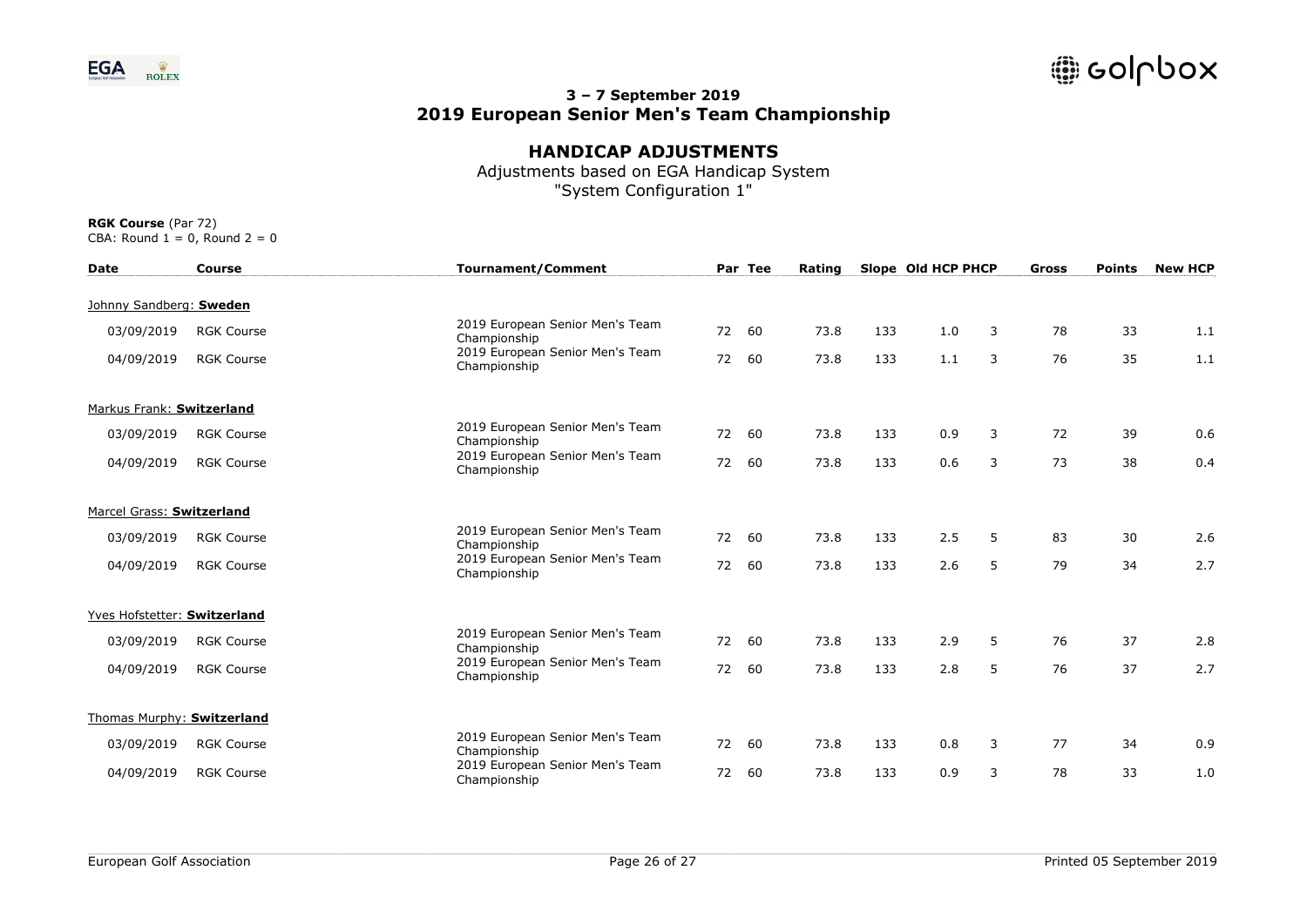## 3 – 7 September 2019
## 2019 European Senior Men's Team Championship

### HANDICAP ADJUSTMENTS

Adjustments based on EGA Handicap System
"System Configuration 1"

**RGK Course** (Par 72)
CBA: Round 1 = 0, Round 2 = 0

| Date | Course | Tournament/Comment | Par | Tee | Rating | Slope | Old HCP | PHCP | Gross | Points | New HCP |
|---|---|---|---|---|---|---|---|---|---|---|---|
| Johnny Sandberg: **Sweden** | | | | | | | | | | | |
| 03/09/2019 | RGK Course | 2019 European Senior Men's Team Championship | 72 | 60 | 73.8 | 133 | 1.0 | 3 | 78 | 33 | 1.1 |
| 04/09/2019 | RGK Course | 2019 European Senior Men's Team Championship | 72 | 60 | 73.8 | 133 | 1.1 | 3 | 76 | 35 | 1.1 |
| Markus Frank: **Switzerland** | | | | | | | | | | | |
| 03/09/2019 | RGK Course | 2019 European Senior Men's Team Championship | 72 | 60 | 73.8 | 133 | 0.9 | 3 | 72 | 39 | 0.6 |
| 04/09/2019 | RGK Course | 2019 European Senior Men's Team Championship | 72 | 60 | 73.8 | 133 | 0.6 | 3 | 73 | 38 | 0.4 |
| Marcel Grass: **Switzerland** | | | | | | | | | | | |
| 03/09/2019 | RGK Course | 2019 European Senior Men's Team Championship | 72 | 60 | 73.8 | 133 | 2.5 | 5 | 83 | 30 | 2.6 |
| 04/09/2019 | RGK Course | 2019 European Senior Men's Team Championship | 72 | 60 | 73.8 | 133 | 2.6 | 5 | 79 | 34 | 2.7 |
| Yves Hofstetter: **Switzerland** | | | | | | | | | | | |
| 03/09/2019 | RGK Course | 2019 European Senior Men's Team Championship | 72 | 60 | 73.8 | 133 | 2.9 | 5 | 76 | 37 | 2.8 |
| 04/09/2019 | RGK Course | 2019 European Senior Men's Team Championship | 72 | 60 | 73.8 | 133 | 2.8 | 5 | 76 | 37 | 2.7 |
| Thomas Murphy: **Switzerland** | | | | | | | | | | | |
| 03/09/2019 | RGK Course | 2019 European Senior Men's Team Championship | 72 | 60 | 73.8 | 133 | 0.8 | 3 | 77 | 34 | 0.9 |
| 04/09/2019 | RGK Course | 2019 European Senior Men's Team Championship | 72 | 60 | 73.8 | 133 | 0.9 | 3 | 78 | 33 | 1.0 |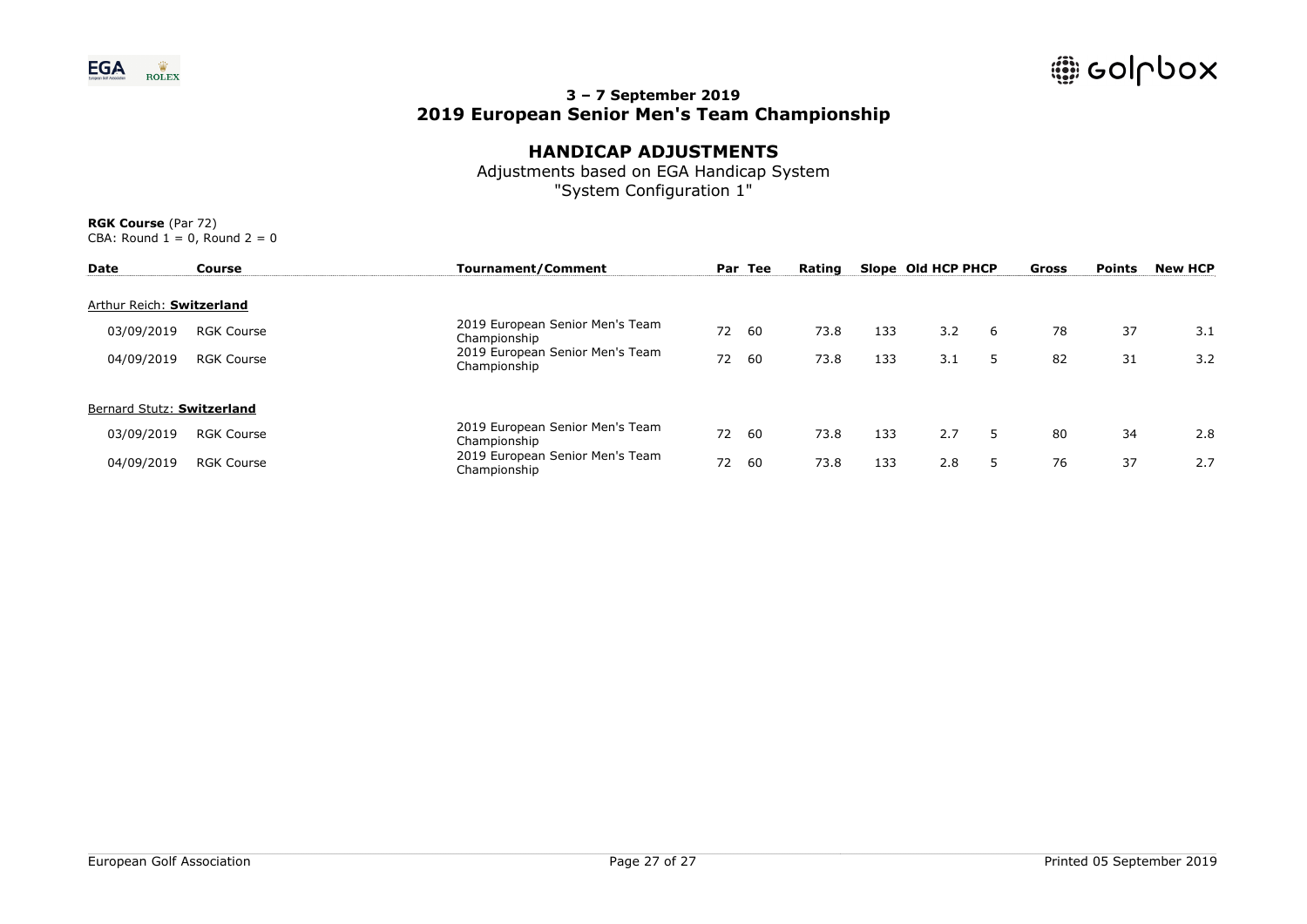## 3 – 7 September 2019
## 2019 European Senior Men's Team Championship

### HANDICAP ADJUSTMENTS

Adjustments based on EGA Handicap System
"System Configuration 1"

**RGK Course** (Par 72)
CBA: Round 1 = 0, Round 2 = 0

| Date | Course | Tournament/Comment | Par | Tee | Rating | Slope | Old HCP | PHCP | Gross | Points | New HCP |
|---|---|---|---|---|---|---|---|---|---|---|---|
| Arthur Reich: **Switzerland** | | | | | | | | | | | |
| 03/09/2019 | RGK Course | 2019 European Senior Men's Team Championship | 72 | 60 | 73.8 | 133 | 3.2 | 6 | 78 | 37 | 3.1 |
| 04/09/2019 | RGK Course | 2019 European Senior Men's Team Championship | 72 | 60 | 73.8 | 133 | 3.1 | 5 | 82 | 31 | 3.2 |
| Bernard Stutz: **Switzerland** | | | | | | | | | | | |
| 03/09/2019 | RGK Course | 2019 European Senior Men's Team Championship | 72 | 60 | 73.8 | 133 | 2.7 | 5 | 80 | 34 | 2.8 |
| 04/09/2019 | RGK Course | 2019 European Senior Men's Team Championship | 72 | 60 | 73.8 | 133 | 2.8 | 5 | 76 | 37 | 2.7 |

European Golf Association

Printed 05 September 2019